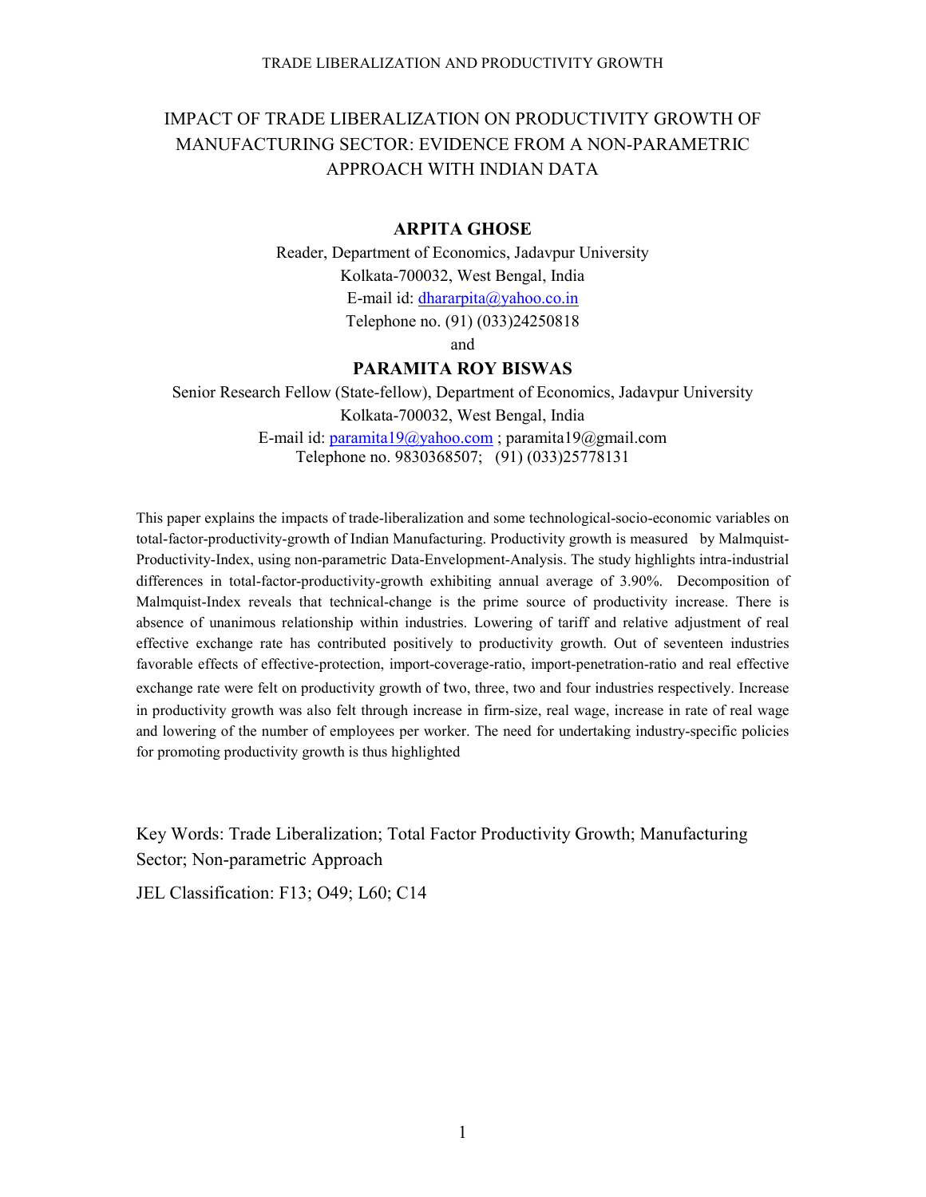# IMPACT OF TRADE LIBERALIZATION ON PRODUCTIVITY GROWTH OF MANUFACTURING SECTOR: EVIDENCE FROM A NON-PARAMETRIC APPROACH WITH INDIAN DATA

**ARPITA GHOSE**

Reader, Department of Economics, Jadavpur University
Kolkata-700032, West Bengal, India
E-mail id: dhararpita@yahoo.co.in
Telephone no. (91) (033)24250818

and

**PARAMITA ROY BISWAS**

Senior Research Fellow (State-fellow), Department of Economics, Jadavpur University
Kolkata-700032, West Bengal, India
E-mail id: paramita19@yahoo.com ; paramita19@gmail.com
Telephone no. 9830368507; (91) (033)25778131

This paper explains the impacts of trade-liberalization and some technological-socio-economic variables on total-factor-productivity-growth of Indian Manufacturing. Productivity growth is measured by Malmquist-Productivity-Index, using non-parametric Data-Envelopment-Analysis. The study highlights intra-industrial differences in total-factor-productivity-growth exhibiting annual average of 3.90%. Decomposition of Malmquist-Index reveals that technical-change is the prime source of productivity increase. There is absence of unanimous relationship within industries. Lowering of tariff and relative adjustment of real effective exchange rate has contributed positively to productivity growth. Out of seventeen industries favorable effects of effective-protection, import-coverage-ratio, import-penetration-ratio and real effective exchange rate were felt on productivity growth of two, three, two and four industries respectively. Increase in productivity growth was also felt through increase in firm-size, real wage, increase in rate of real wage and lowering of the number of employees per worker. The need for undertaking industry-specific policies for promoting productivity growth is thus highlighted

Key Words: Trade Liberalization; Total Factor Productivity Growth; Manufacturing Sector; Non-parametric Approach

JEL Classification: F13; O49; L60; C14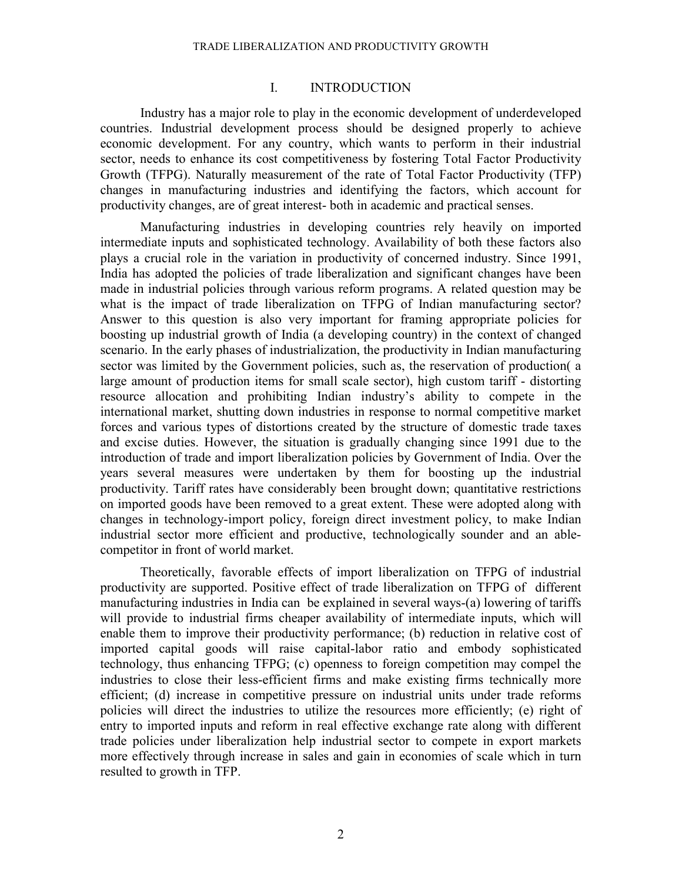## I. INTRODUCTION

Industry has a major role to play in the economic development of underdeveloped countries. Industrial development process should be designed properly to achieve economic development. For any country, which wants to perform in their industrial sector, needs to enhance its cost competitiveness by fostering Total Factor Productivity Growth (TFPG). Naturally measurement of the rate of Total Factor Productivity (TFP) changes in manufacturing industries and identifying the factors, which account for productivity changes, are of great interest- both in academic and practical senses.

Manufacturing industries in developing countries rely heavily on imported intermediate inputs and sophisticated technology. Availability of both these factors also plays a crucial role in the variation in productivity of concerned industry. Since 1991, India has adopted the policies of trade liberalization and significant changes have been made in industrial policies through various reform programs. A related question may be what is the impact of trade liberalization on TFPG of Indian manufacturing sector? Answer to this question is also very important for framing appropriate policies for boosting up industrial growth of India (a developing country) in the context of changed scenario. In the early phases of industrialization, the productivity in Indian manufacturing sector was limited by the Government policies, such as, the reservation of production( a large amount of production items for small scale sector), high custom tariff - distorting resource allocation and prohibiting Indian industry's ability to compete in the international market, shutting down industries in response to normal competitive market forces and various types of distortions created by the structure of domestic trade taxes and excise duties. However, the situation is gradually changing since 1991 due to the introduction of trade and import liberalization policies by Government of India. Over the years several measures were undertaken by them for boosting up the industrial productivity. Tariff rates have considerably been brought down; quantitative restrictions on imported goods have been removed to a great extent. These were adopted along with changes in technology-import policy, foreign direct investment policy, to make Indian industrial sector more efficient and productive, technologically sounder and an able-competitor in front of world market.

Theoretically, favorable effects of import liberalization on TFPG of industrial productivity are supported. Positive effect of trade liberalization on TFPG of different manufacturing industries in India can be explained in several ways-(a) lowering of tariffs will provide to industrial firms cheaper availability of intermediate inputs, which will enable them to improve their productivity performance; (b) reduction in relative cost of imported capital goods will raise capital-labor ratio and embody sophisticated technology, thus enhancing TFPG; (c) openness to foreign competition may compel the industries to close their less-efficient firms and make existing firms technically more efficient; (d) increase in competitive pressure on industrial units under trade reforms policies will direct the industries to utilize the resources more efficiently; (e) right of entry to imported inputs and reform in real effective exchange rate along with different trade policies under liberalization help industrial sector to compete in export markets more effectively through increase in sales and gain in economies of scale which in turn resulted to growth in TFP.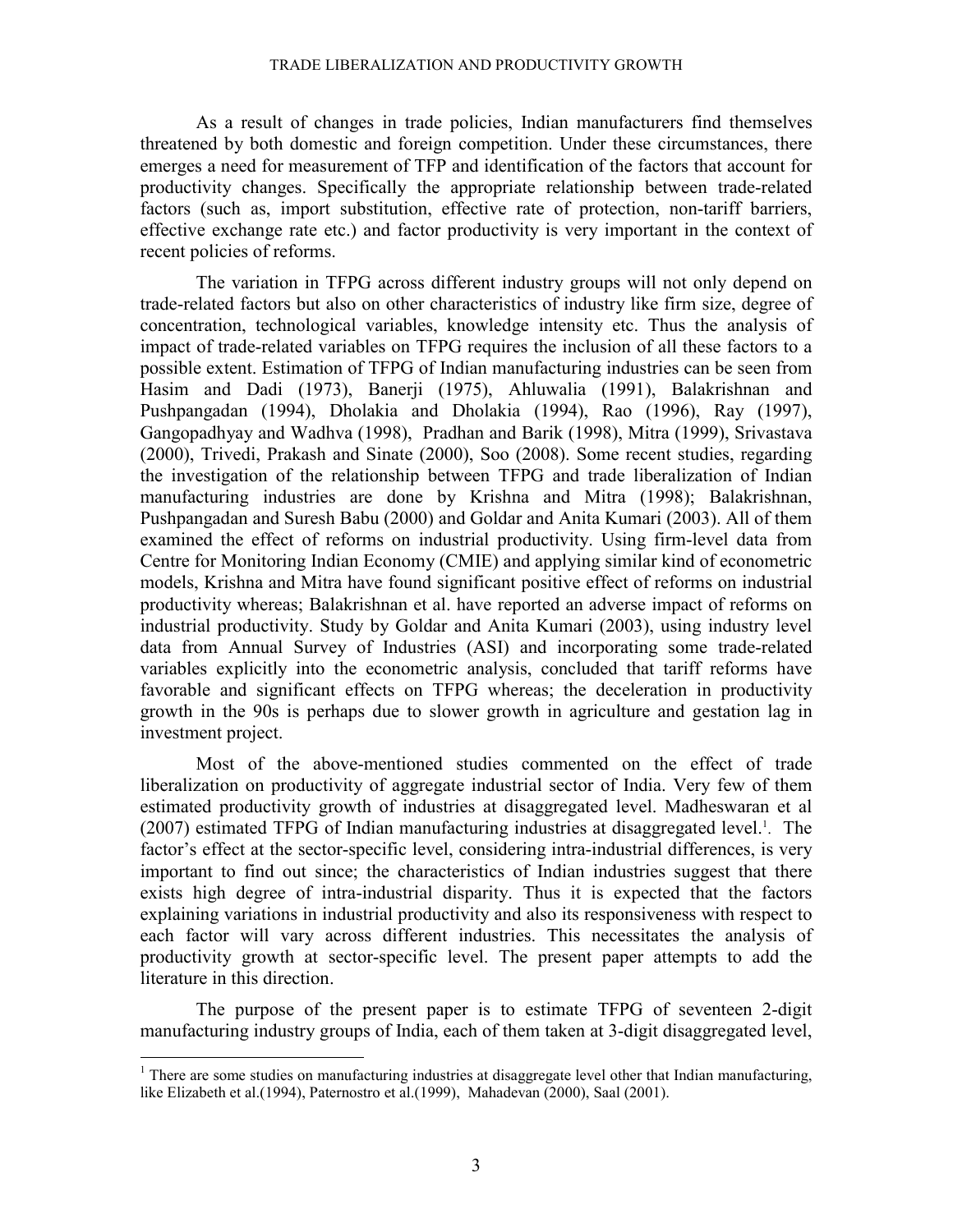As a result of changes in trade policies, Indian manufacturers find themselves threatened by both domestic and foreign competition. Under these circumstances, there emerges a need for measurement of TFP and identification of the factors that account for productivity changes. Specifically the appropriate relationship between trade-related factors (such as, import substitution, effective rate of protection, non-tariff barriers, effective exchange rate etc.) and factor productivity is very important in the context of recent policies of reforms.

The variation in TFPG across different industry groups will not only depend on trade-related factors but also on other characteristics of industry like firm size, degree of concentration, technological variables, knowledge intensity etc. Thus the analysis of impact of trade-related variables on TFPG requires the inclusion of all these factors to a possible extent. Estimation of TFPG of Indian manufacturing industries can be seen from Hasim and Dadi (1973), Banerji (1975), Ahluwalia (1991), Balakrishnan and Pushpangadan (1994), Dholakia and Dholakia (1994), Rao (1996), Ray (1997), Gangopadhyay and Wadhva (1998), Pradhan and Barik (1998), Mitra (1999), Srivastava (2000), Trivedi, Prakash and Sinate (2000), Soo (2008). Some recent studies, regarding the investigation of the relationship between TFPG and trade liberalization of Indian manufacturing industries are done by Krishna and Mitra (1998); Balakrishnan, Pushpangadan and Suresh Babu (2000) and Goldar and Anita Kumari (2003). All of them examined the effect of reforms on industrial productivity. Using firm-level data from Centre for Monitoring Indian Economy (CMIE) and applying similar kind of econometric models, Krishna and Mitra have found significant positive effect of reforms on industrial productivity whereas; Balakrishnan et al. have reported an adverse impact of reforms on industrial productivity. Study by Goldar and Anita Kumari (2003), using industry level data from Annual Survey of Industries (ASI) and incorporating some trade-related variables explicitly into the econometric analysis, concluded that tariff reforms have favorable and significant effects on TFPG whereas; the deceleration in productivity growth in the 90s is perhaps due to slower growth in agriculture and gestation lag in investment project.

Most of the above-mentioned studies commented on the effect of trade liberalization on productivity of aggregate industrial sector of India. Very few of them estimated productivity growth of industries at disaggregated level. Madheswaran et al (2007) estimated TFPG of Indian manufacturing industries at disaggregated level.[1]. The factor's effect at the sector-specific level, considering intra-industrial differences, is very important to find out since; the characteristics of Indian industries suggest that there exists high degree of intra-industrial disparity. Thus it is expected that the factors explaining variations in industrial productivity and also its responsiveness with respect to each factor will vary across different industries. This necessitates the analysis of productivity growth at sector-specific level. The present paper attempts to add the literature in this direction.

The purpose of the present paper is to estimate TFPG of seventeen 2-digit manufacturing industry groups of India, each of them taken at 3-digit disaggregated level,

---

[1] There are some studies on manufacturing industries at disaggregate level other that Indian manufacturing, like Elizabeth et al.(1994), Paternostro et al.(1999), Mahadevan (2000), Saal (2001).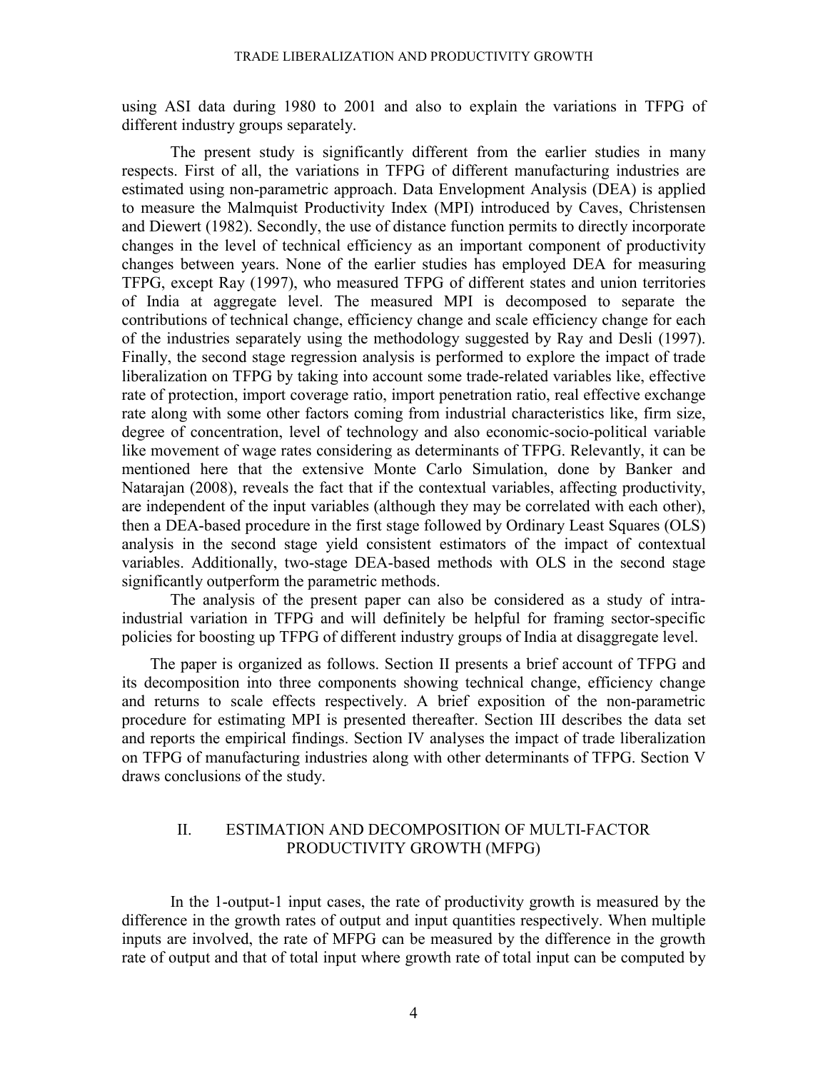using ASI data during 1980 to 2001 and also to explain the variations in TFPG of different industry groups separately.

The present study is significantly different from the earlier studies in many respects. First of all, the variations in TFPG of different manufacturing industries are estimated using non-parametric approach. Data Envelopment Analysis (DEA) is applied to measure the Malmquist Productivity Index (MPI) introduced by Caves, Christensen and Diewert (1982). Secondly, the use of distance function permits to directly incorporate changes in the level of technical efficiency as an important component of productivity changes between years. None of the earlier studies has employed DEA for measuring TFPG, except Ray (1997), who measured TFPG of different states and union territories of India at aggregate level. The measured MPI is decomposed to separate the contributions of technical change, efficiency change and scale efficiency change for each of the industries separately using the methodology suggested by Ray and Desli (1997). Finally, the second stage regression analysis is performed to explore the impact of trade liberalization on TFPG by taking into account some trade-related variables like, effective rate of protection, import coverage ratio, import penetration ratio, real effective exchange rate along with some other factors coming from industrial characteristics like, firm size, degree of concentration, level of technology and also economic-socio-political variable like movement of wage rates considering as determinants of TFPG. Relevantly, it can be mentioned here that the extensive Monte Carlo Simulation, done by Banker and Natarajan (2008), reveals the fact that if the contextual variables, affecting productivity, are independent of the input variables (although they may be correlated with each other), then a DEA-based procedure in the first stage followed by Ordinary Least Squares (OLS) analysis in the second stage yield consistent estimators of the impact of contextual variables. Additionally, two-stage DEA-based methods with OLS in the second stage significantly outperform the parametric methods.

The analysis of the present paper can also be considered as a study of intra-industrial variation in TFPG and will definitely be helpful for framing sector-specific policies for boosting up TFPG of different industry groups of India at disaggregate level.

The paper is organized as follows. Section II presents a brief account of TFPG and its decomposition into three components showing technical change, efficiency change and returns to scale effects respectively. A brief exposition of the non-parametric procedure for estimating MPI is presented thereafter. Section III describes the data set and reports the empirical findings. Section IV analyses the impact of trade liberalization on TFPG of manufacturing industries along with other determinants of TFPG. Section V draws conclusions of the study.

## II. ESTIMATION AND DECOMPOSITION OF MULTI-FACTOR PRODUCTIVITY GROWTH (MFPG)

In the 1-output-1 input cases, the rate of productivity growth is measured by the difference in the growth rates of output and input quantities respectively. When multiple inputs are involved, the rate of MFPG can be measured by the difference in the growth rate of output and that of total input where growth rate of total input can be computed by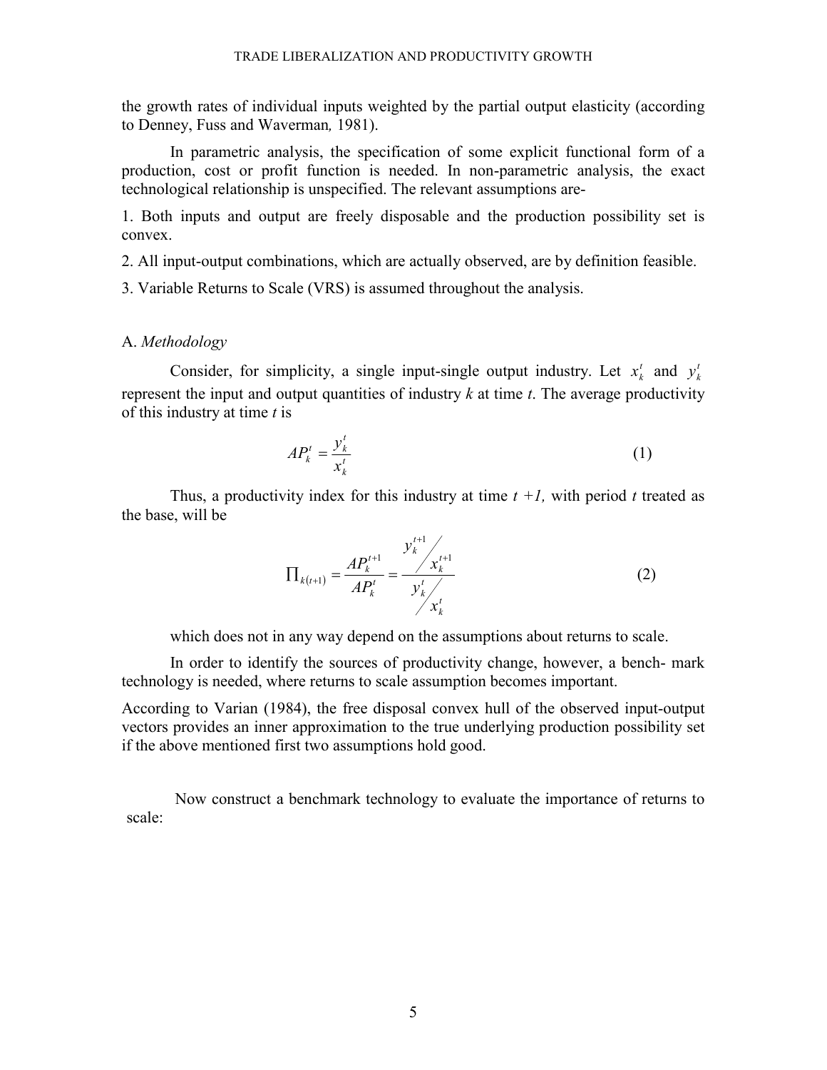the growth rates of individual inputs weighted by the partial output elasticity (according to Denney, Fuss and Waverman*,* 1981).

In parametric analysis, the specification of some explicit functional form of a production, cost or profit function is needed. In non-parametric analysis, the exact technological relationship is unspecified. The relevant assumptions are-

1. Both inputs and output are freely disposable and the production possibility set is convex.

2. All input-output combinations, which are actually observed, are by definition feasible.

3. Variable Returns to Scale (VRS) is assumed throughout the analysis.

A. *Methodology*

Consider, for simplicity, a single input-single output industry. Let $x_k^t$ and $y_k^t$ represent the input and output quantities of industry $k$ at time $t$. The average productivity of this industry at time $t$ is

$$AP_k^t = \frac{y_k^t}{x_k^t} \tag{1}$$

Thus, a productivity index for this industry at time $t+1$, with period $t$ treated as the base, will be

$$\prod_{k(t+1)} = \frac{AP_k^{t+1}}{AP_k^t} = \frac{y_k^{t+1} / x_k^{t+1}}{y_k^t / x_k^t} \tag{2}$$

which does not in any way depend on the assumptions about returns to scale.

In order to identify the sources of productivity change, however, a bench- mark technology is needed, where returns to scale assumption becomes important.

According to Varian (1984), the free disposal convex hull of the observed input-output vectors provides an inner approximation to the true underlying production possibility set if the above mentioned first two assumptions hold good.

Now construct a benchmark technology to evaluate the importance of returns to scale: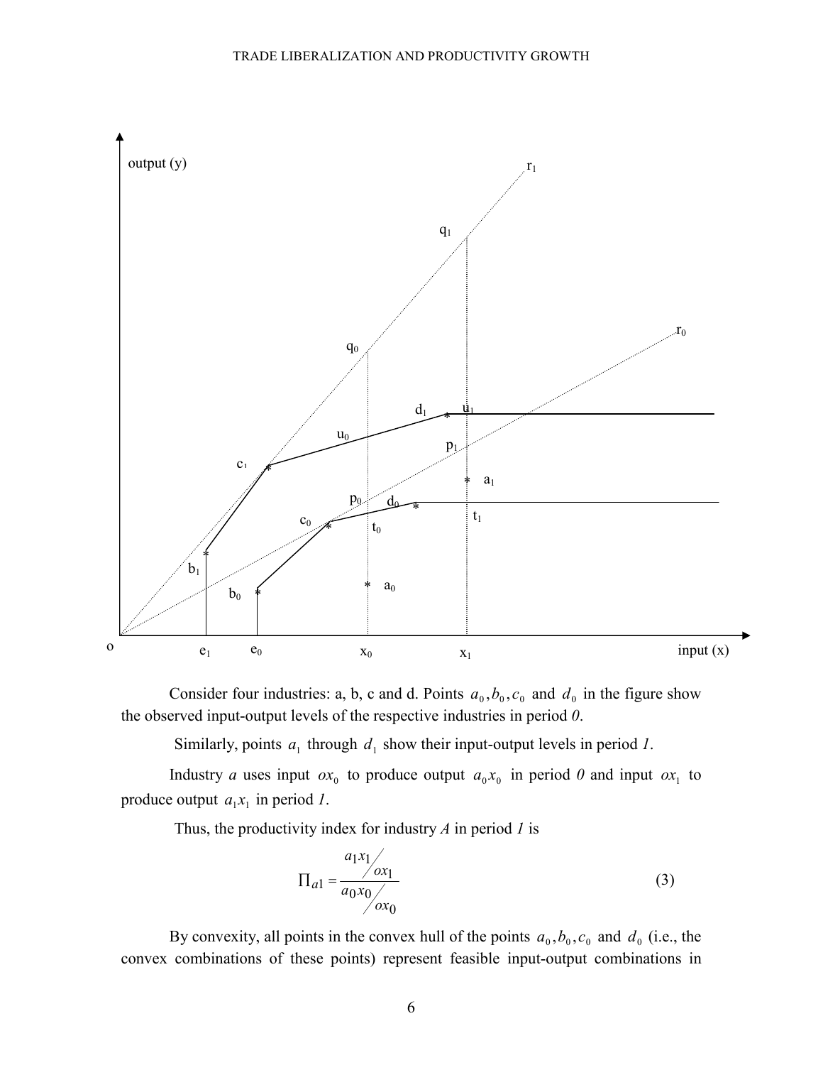Consider four industries: a, b, c and d. Points $a_0, b_0, c_0$ and $d_0$ in the figure show the observed input-output levels of the respective industries in period *0*.

Similarly, points $a_1$ through $d_1$ show their input-output levels in period *1*.

Industry *a* uses input $ox_0$ to produce output $a_0x_0$ in period *0* and input $ox_1$ to produce output $a_1x_1$ in period *1*.

Thus, the productivity index for industry *A* in period *1* is

$$\Pi_{a1} = \frac{a_1x_1 / ox_1}{a_0x_0 / ox_0} \tag{3}$$

By convexity, all points in the convex hull of the points $a_0, b_0, c_0$ and $d_0$ (i.e., the convex combinations of these points) represent feasible input-output combinations in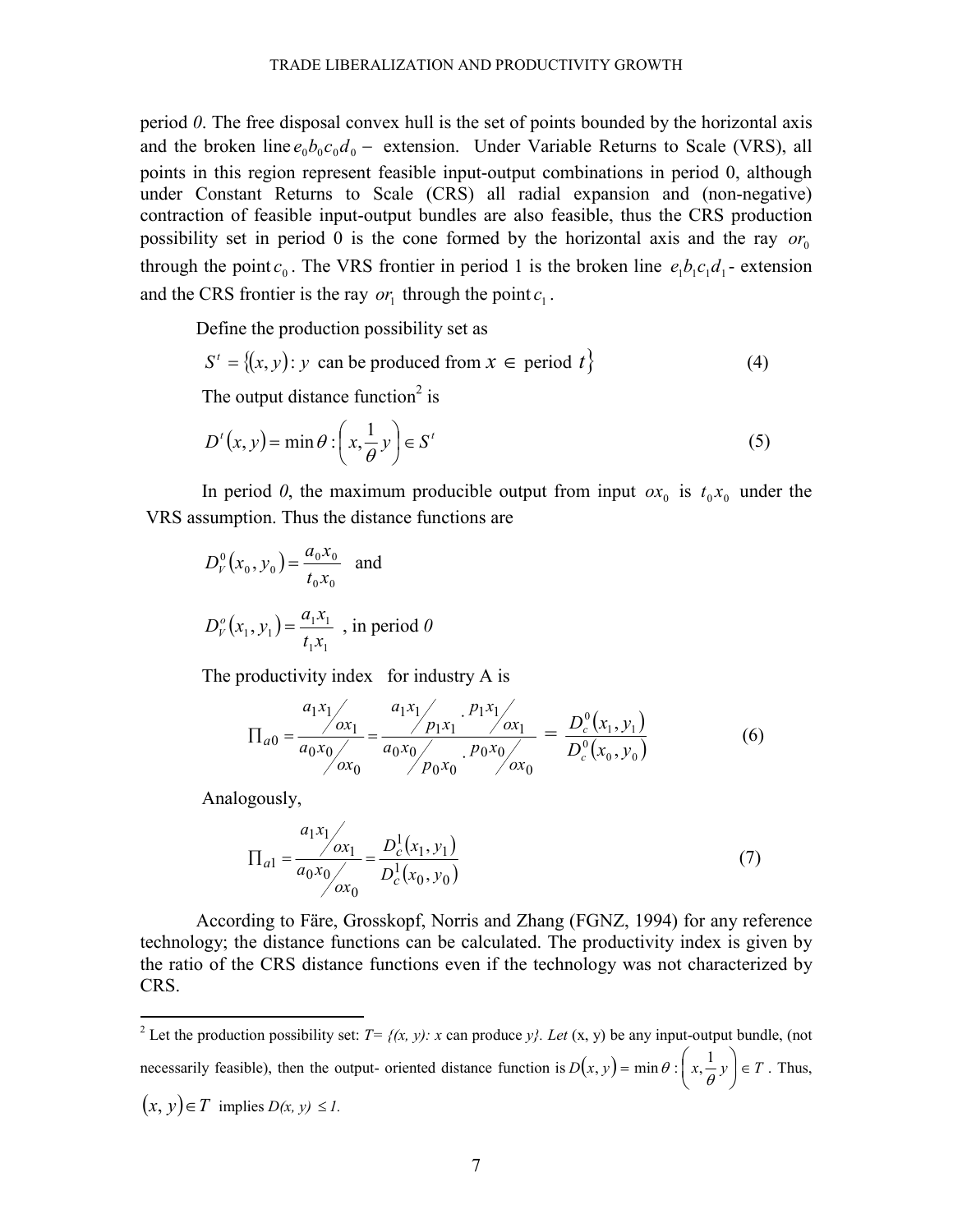period *0*. The free disposal convex hull is the set of points bounded by the horizontal axis and the broken line $e_0b_0c_0d_0 -$ extension. Under Variable Returns to Scale (VRS), all points in this region represent feasible input-output combinations in period 0, although under Constant Returns to Scale (CRS) all radial expansion and (non-negative) contraction of feasible input-output bundles are also feasible, thus the CRS production possibility set in period 0 is the cone formed by the horizontal axis and the ray $or_0$ through the point $c_0$. The VRS frontier in period 1 is the broken line $e_1b_1c_1d_1$ - extension and the CRS frontier is the ray $or_1$ through the point $c_1$.

Define the production possibility set as

$$S^t = \{(x, y): y \text{ can be produced from } x \in \text{ period } t\} \tag{4}$$

The output distance function[2] is

$$D^t(x, y) = \min \theta : \left( x, \frac{1}{\theta} y \right) \in S^t \tag{5}$$

In period *0*, the maximum producible output from input $ox_0$ is $t_0x_0$ under the VRS assumption. Thus the distance functions are

$$D_V^0(x_0, y_0) = \frac{a_0x_0}{t_0x_0} \quad \text{and}$$

$$D_V^o(x_1, y_1) = \frac{a_1x_1}{t_1x_1} \text{ , in period } 0$$

The productivity index for industry A is

$$\Pi_{a0} = \frac{a_1x_1 / ox_1}{a_0x_0 / ox_0} = \frac{a_1x_1 / p_1x_1 \cdot p_1x_1 / ox_1}{a_0x_0 / p_0x_0 \cdot p_0x_0 / ox_0} = \frac{D_c^0(x_1, y_1)}{D_c^0(x_0, y_0)} \tag{6}$$

Analogously,

$$\Pi_{a1} = \frac{a_1x_1 / ox_1}{a_0x_0 / ox_0} = \frac{D_c^1(x_1, y_1)}{D_c^1(x_0, y_0)} \tag{7}$$

According to Färe, Grosskopf, Norris and Zhang (FGNZ, 1994) for any reference technology; the distance functions can be calculated. The productivity index is given by the ratio of the CRS distance functions even if the technology was not characterized by CRS.

---

[2] Let the production possibility set: $T= \{(x, y): x$ can produce $y\}$. *Let* (x, y) be any input-output bundle, (not necessarily feasible), then the output- oriented distance function is $D(x, y) = \min \theta : \left( x, \frac{1}{\theta} y \right) \in T$ . Thus, $(x, y) \in T$ implies $D(x, y) \leq 1$.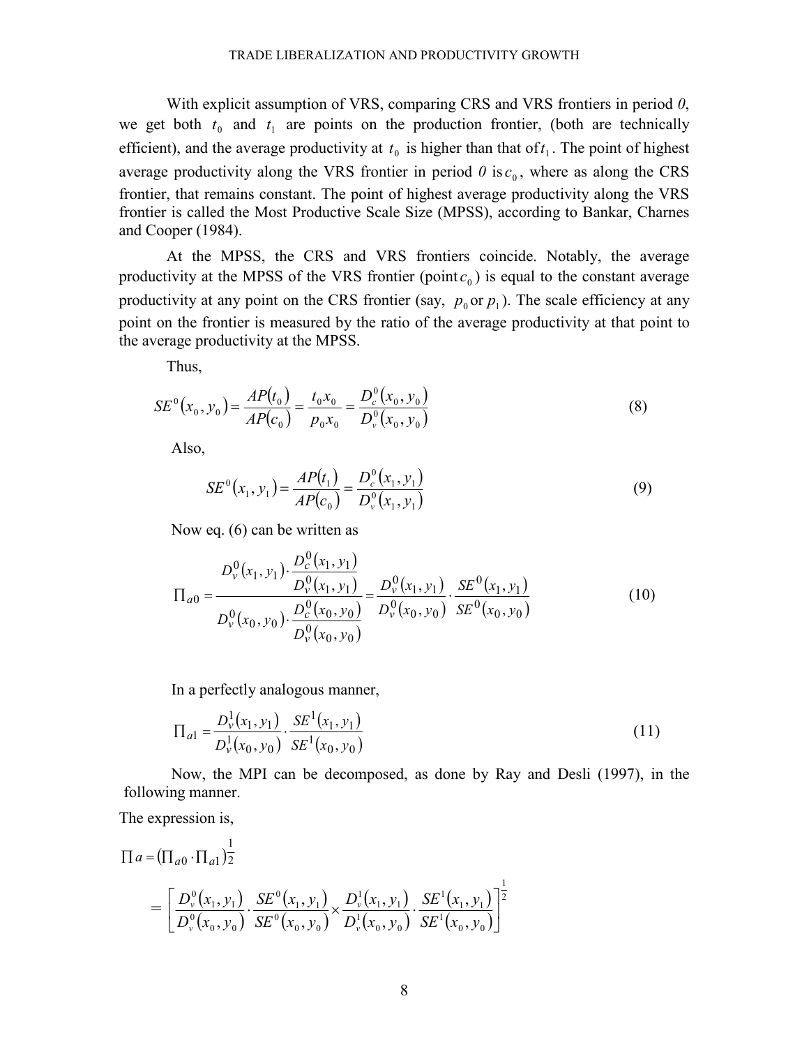With explicit assumption of VRS, comparing CRS and VRS frontiers in period *0*, we get both $t_0$ and $t_1$ are points on the production frontier, (both are technically efficient), and the average productivity at $t_0$ is higher than that of $t_1$. The point of highest average productivity along the VRS frontier in period *0* is $c_0$, where as along the CRS frontier, that remains constant. The point of highest average productivity along the VRS frontier is called the Most Productive Scale Size (MPSS), according to Bankar, Charnes and Cooper (1984).

At the MPSS, the CRS and VRS frontiers coincide. Notably, the average productivity at the MPSS of the VRS frontier (point $c_0$) is equal to the constant average productivity at any point on the CRS frontier (say, $p_0$ or $p_1$). The scale efficiency at any point on the frontier is measured by the ratio of the average productivity at that point to the average productivity at the MPSS.

Thus,

$$SE^0(x_0, y_0) = \frac{AP(t_0)}{AP(c_0)} = \frac{t_0 x_0}{p_0 x_0} = \frac{D_c^0(x_0, y_0)}{D_v^0(x_0, y_0)} \tag{8}$$

Also,

$$SE^0(x_1, y_1) = \frac{AP(t_1)}{AP(c_0)} = \frac{D_c^0(x_1, y_1)}{D_v^0(x_1, y_1)} \tag{9}$$

Now eq. (6) can be written as

$$\Pi_{a0} = \frac{D_v^0(x_1, y_1) \cdot \dfrac{D_c^0(x_1, y_1)}{D_v^0(x_1, y_1)}}{D_v^0(x_0, y_0) \cdot \dfrac{D_c^0(x_0, y_0)}{D_v^0(x_0, y_0)}} = \frac{D_v^0(x_1, y_1)}{D_v^0(x_0, y_0)} \cdot \frac{SE^0(x_1, y_1)}{SE^0(x_0, y_0)} \tag{10}$$

In a perfectly analogous manner,

$$\Pi_{a1} = \frac{D_v^1(x_1, y_1)}{D_v^1(x_0, y_0)} \cdot \frac{SE^1(x_1, y_1)}{SE^1(x_0, y_0)} \tag{11}$$

Now, the MPI can be decomposed, as done by Ray and Desli (1997), in the following manner.

The expression is,

$$\Pi a = \left(\Pi_{a0} \cdot \Pi_{a1}\right)^{\frac{1}{2}}$$

$$= \left[\frac{D_v^0(x_1, y_1)}{D_v^0(x_0, y_0)} \cdot \frac{SE^0(x_1, y_1)}{SE^0(x_0, y_0)} \times \frac{D_v^1(x_1, y_1)}{D_v^1(x_0, y_0)} \cdot \frac{SE^1(x_1, y_1)}{SE^1(x_0, y_0)}\right]^{\frac{1}{2}}$$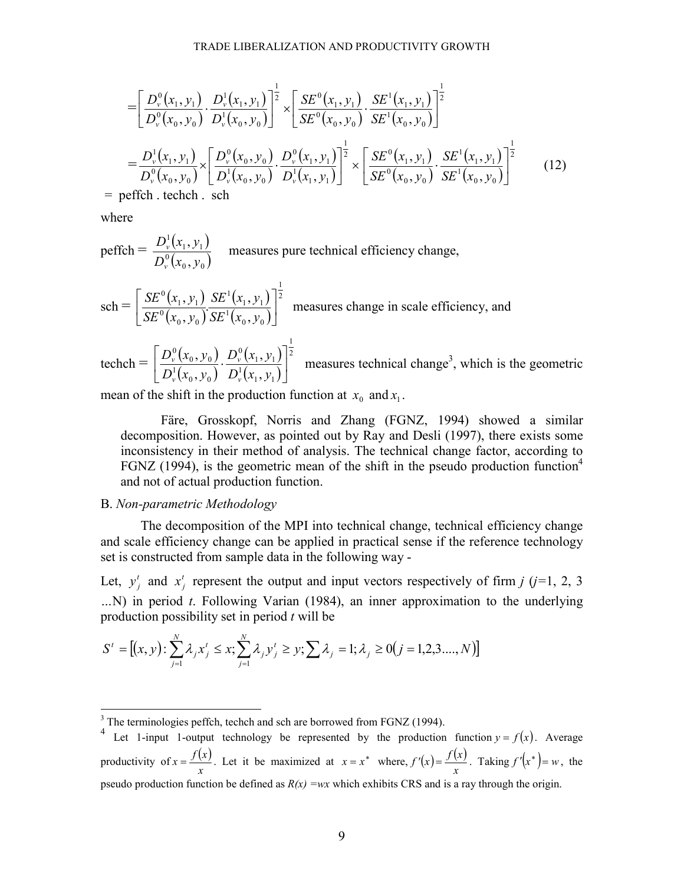$$= \left[ \frac{D_v^0(x_1, y_1)}{D_v^0(x_0, y_0)} \cdot \frac{D_v^1(x_1, y_1)}{D_v^1(x_0, y_0)} \right]^{\frac{1}{2}} \times \left[ \frac{SE^0(x_1, y_1)}{SE^0(x_0, y_0)} \cdot \frac{SE^1(x_1, y_1)}{SE^1(x_0, y_0)} \right]^{\frac{1}{2}}$$

$$= \frac{D_v^1(x_1, y_1)}{D_v^0(x_0, y_0)} \times \left[ \frac{D_v^0(x_0, y_0)}{D_v^1(x_0, y_0)} \cdot \frac{D_v^0(x_1, y_1)}{D_v^1(x_1, y_1)} \right]^{\frac{1}{2}} \times \left[ \frac{SE^0(x_1, y_1)}{SE^0(x_0, y_0)} \cdot \frac{SE^1(x_1, y_1)}{SE^1(x_0, y_0)} \right]^{\frac{1}{2}} \quad (12)$$

= peffch . techch . sch

where

peffch = $\dfrac{D_v^1(x_1, y_1)}{D_v^0(x_0, y_0)}$ measures pure technical efficiency change,

sch = $\left[ \dfrac{SE^0(x_1, y_1)}{SE^0(x_0, y_0)} \cdot \dfrac{SE^1(x_1, y_1)}{SE^1(x_0, y_0)} \right]^{\frac{1}{2}}$ measures change in scale efficiency, and

techch = $\left[ \dfrac{D_v^0(x_0, y_0)}{D_v^1(x_0, y_0)} \cdot \dfrac{D_v^0(x_1, y_1)}{D_v^1(x_1, y_1)} \right]^{\frac{1}{2}}$ measures technical change[3], which is the geometric mean of the shift in the production function at $x_0$ and $x_1$.

Färe, Grosskopf, Norris and Zhang (FGNZ, 1994) showed a similar decomposition. However, as pointed out by Ray and Desli (1997), there exists some inconsistency in their method of analysis. The technical change factor, according to FGNZ (1994), is the geometric mean of the shift in the pseudo production function[4] and not of actual production function.

B. *Non-parametric Methodology*

The decomposition of the MPI into technical change, technical efficiency change and scale efficiency change can be applied in practical sense if the reference technology set is constructed from sample data in the following way -

Let, $y_j^t$ and $x_j^t$ represent the output and input vectors respectively of firm *j* (*j*=1, 2, 3 ...N) in period *t*. Following Varian (1984), an inner approximation to the underlying production possibility set in period *t* will be

$$S^t = \left[ (x, y) : \sum_{j=1}^{N} \lambda_j x_j^t \leq x; \sum_{j=1}^{N} \lambda_j y_j^t \geq y; \sum \lambda_j = 1; \lambda_j \geq 0 (j = 1,2,3....,N) \right]$$

---

[3] The terminologies peffch, techch and sch are borrowed from FGNZ (1994).

[4] Let 1-input 1-output technology be represented by the production function $y = f(x)$. Average productivity of $x = \frac{f(x)}{x}$. Let it be maximized at $x = x^*$ where, $f'(x) = \frac{f(x)}{x}$. Taking $f'(x^*) = w$, the pseudo production function be defined as *R(x) =wx* which exhibits CRS and is a ray through the origin.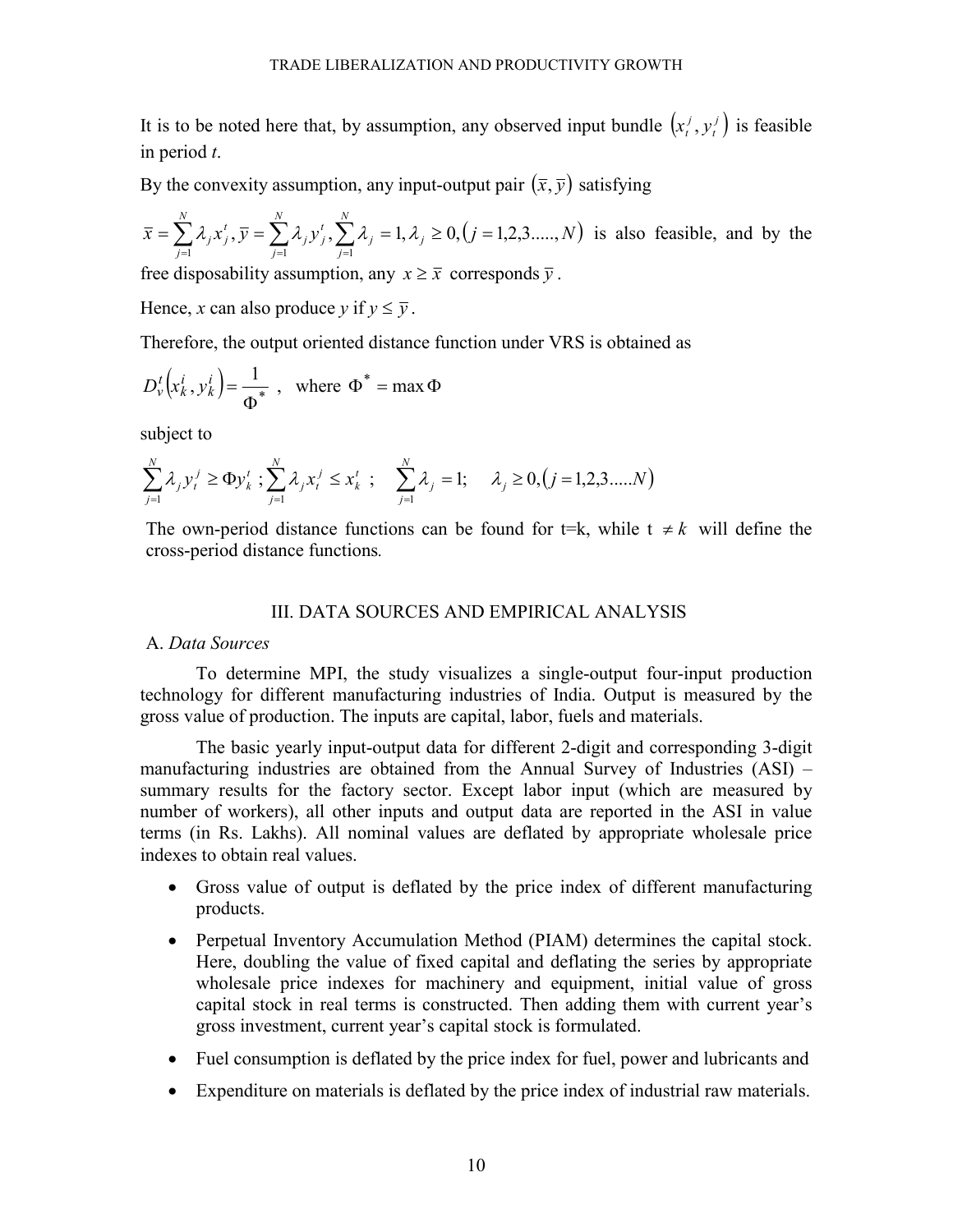It is to be noted here that, by assumption, any observed input bundle $\left(x_t^j, y_t^j\right)$ is feasible in period *t*.

By the convexity assumption, any input-output pair $\left(\bar{x}, \bar{y}\right)$ satisfying

$\bar{x} = \sum_{j=1}^{N} \lambda_j x_j^t, \bar{y} = \sum_{j=1}^{N} \lambda_j y_j^t, \sum_{j=1}^{N} \lambda_j = 1, \lambda_j \geq 0, \left(j = 1,2,3.....,N\right)$ is also feasible, and by the free disposability assumption, any $x \geq \bar{x}$ corresponds $\bar{y}$.

Hence, *x* can also produce *y* if $y \leq \bar{y}$.

Therefore, the output oriented distance function under VRS is obtained as

$$D_v^t\left(x_k^i, y_k^i\right) = \frac{1}{\Phi^*}, \quad \text{where } \Phi^* = \max \Phi$$

subject to

$$\sum_{j=1}^{N} \lambda_j y_t^j \geq \Phi y_k^t \; ; \sum_{j=1}^{N} \lambda_j x_t^j \leq x_k^t \; ; \quad \sum_{j=1}^{N} \lambda_j = 1; \quad \lambda_j \geq 0, \left(j = 1,2,3.....N\right)$$

The own-period distance functions can be found for t=k, while $t \neq k$ will define the cross-period distance functions.

## III. DATA SOURCES AND EMPIRICAL ANALYSIS

### A. *Data Sources*

To determine MPI, the study visualizes a single-output four-input production technology for different manufacturing industries of India. Output is measured by the gross value of production. The inputs are capital, labor, fuels and materials.

The basic yearly input-output data for different 2-digit and corresponding 3-digit manufacturing industries are obtained from the Annual Survey of Industries (ASI) – summary results for the factory sector. Except labor input (which are measured by number of workers), all other inputs and output data are reported in the ASI in value terms (in Rs. Lakhs). All nominal values are deflated by appropriate wholesale price indexes to obtain real values.

- Gross value of output is deflated by the price index of different manufacturing products.
- Perpetual Inventory Accumulation Method (PIAM) determines the capital stock. Here, doubling the value of fixed capital and deflating the series by appropriate wholesale price indexes for machinery and equipment, initial value of gross capital stock in real terms is constructed. Then adding them with current year's gross investment, current year's capital stock is formulated.
- Fuel consumption is deflated by the price index for fuel, power and lubricants and
- Expenditure on materials is deflated by the price index of industrial raw materials.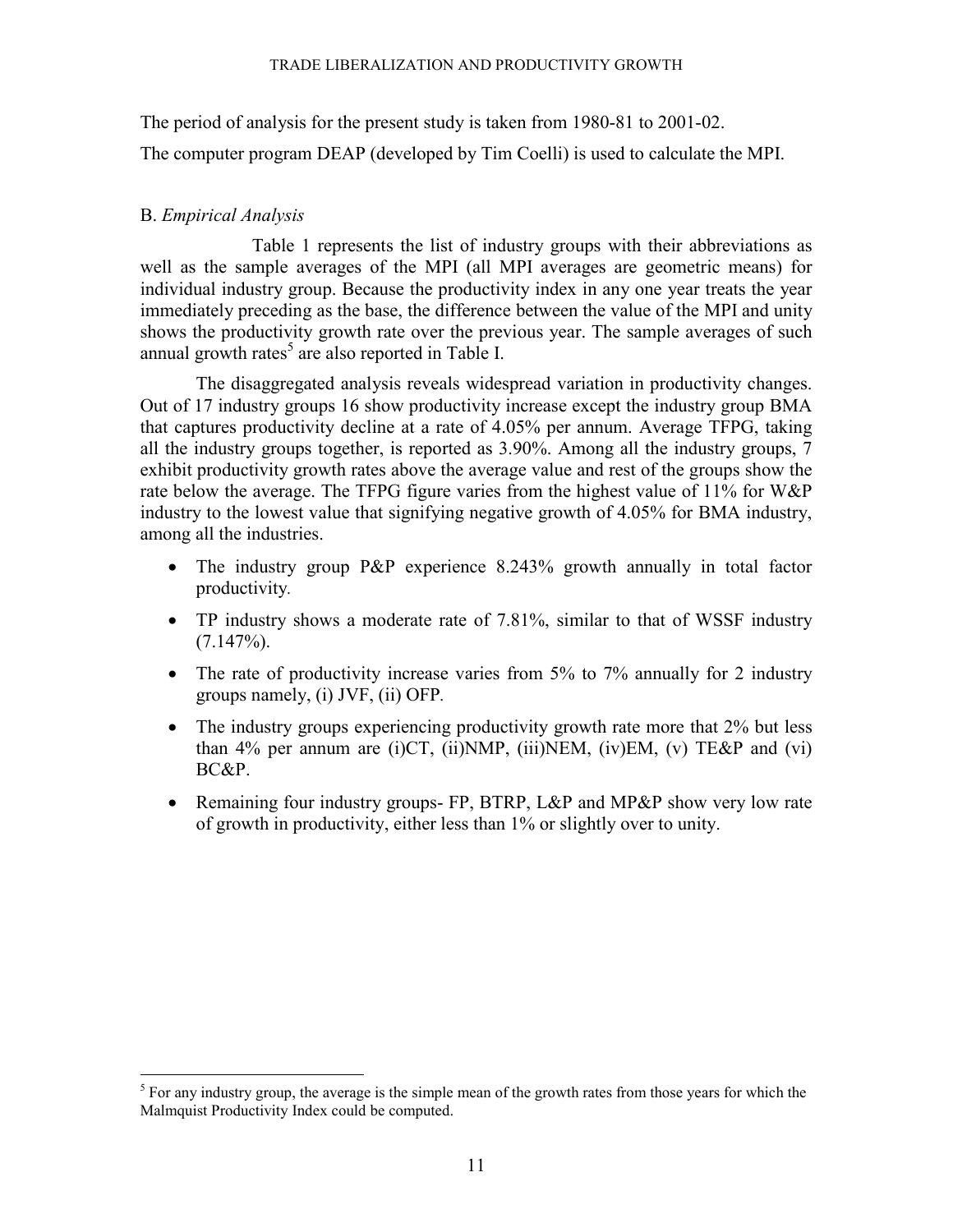The period of analysis for the present study is taken from 1980-81 to 2001-02.

The computer program DEAP (developed by Tim Coelli) is used to calculate the MPI.

B. *Empirical Analysis*

Table 1 represents the list of industry groups with their abbreviations as well as the sample averages of the MPI (all MPI averages are geometric means) for individual industry group. Because the productivity index in any one year treats the year immediately preceding as the base, the difference between the value of the MPI and unity shows the productivity growth rate over the previous year. The sample averages of such annual growth rates[5] are also reported in Table I.

The disaggregated analysis reveals widespread variation in productivity changes. Out of 17 industry groups 16 show productivity increase except the industry group BMA that captures productivity decline at a rate of 4.05% per annum. Average TFPG, taking all the industry groups together, is reported as 3.90%. Among all the industry groups, 7 exhibit productivity growth rates above the average value and rest of the groups show the rate below the average. The TFPG figure varies from the highest value of 11% for W&P industry to the lowest value that signifying negative growth of 4.05% for BMA industry, among all the industries.

- The industry group P&P experience 8.243% growth annually in total factor productivity.
- TP industry shows a moderate rate of 7.81%, similar to that of WSSF industry (7.147%).
- The rate of productivity increase varies from 5% to 7% annually for 2 industry groups namely, (i) JVF, (ii) OFP.
- The industry groups experiencing productivity growth rate more that 2% but less than 4% per annum are (i)CT, (ii)NMP, (iii)NEM, (iv)EM, (v) TE&P and (vi) BC&P.
- Remaining four industry groups- FP, BTRP, L&P and MP&P show very low rate of growth in productivity, either less than 1% or slightly over to unity.

[5] For any industry group, the average is the simple mean of the growth rates from those years for which the Malmquist Productivity Index could be computed.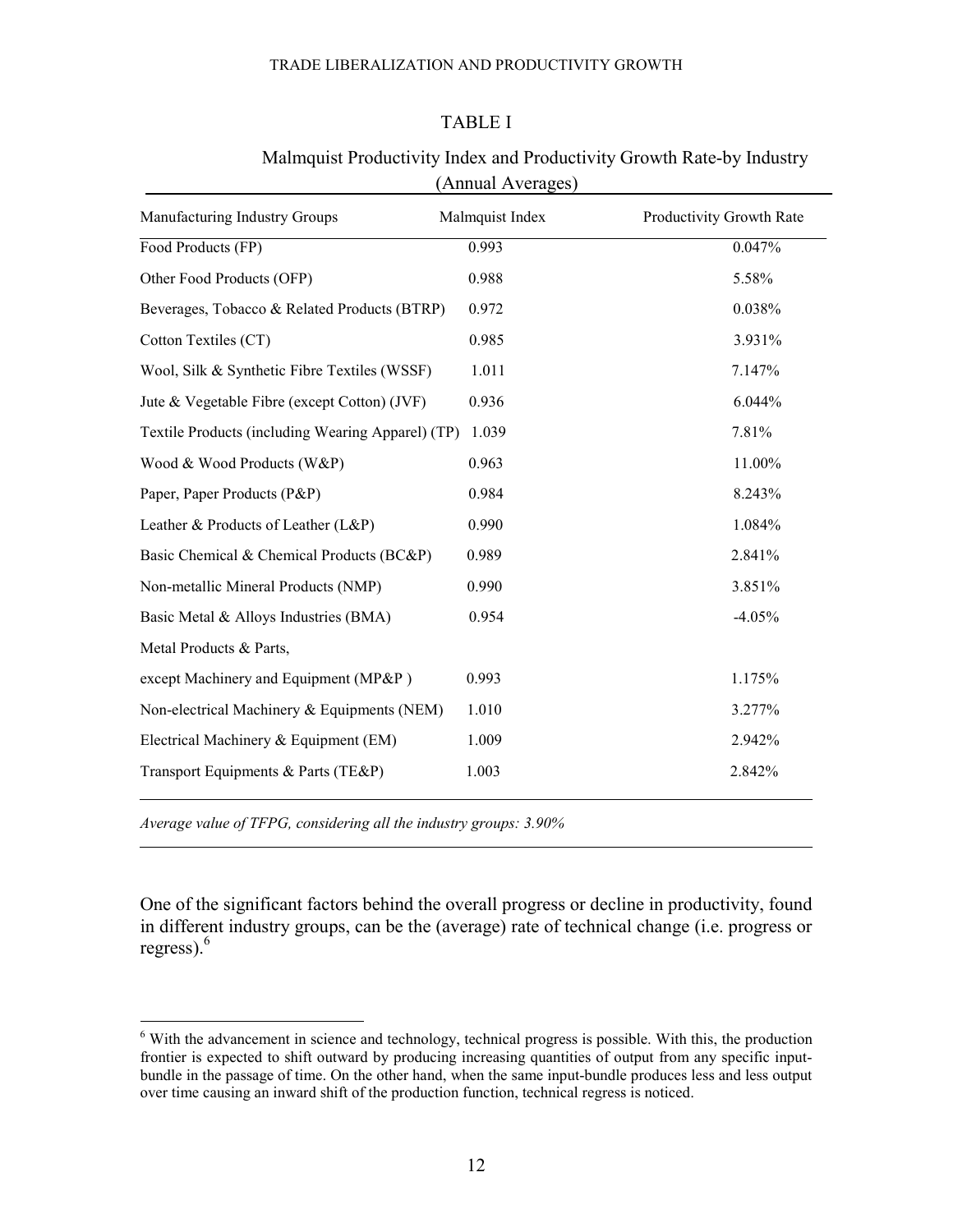TABLE I

Malmquist Productivity Index and Productivity Growth Rate-by Industry (Annual Averages)

| Manufacturing Industry Groups | Malmquist Index | Productivity Growth Rate |
|---|---|---|
| Food Products (FP) | 0.993 | 0.047% |
| Other Food Products (OFP) | 0.988 | 5.58% |
| Beverages, Tobacco & Related Products (BTRP) | 0.972 | 0.038% |
| Cotton Textiles (CT) | 0.985 | 3.931% |
| Wool, Silk & Synthetic Fibre Textiles (WSSF) | 1.011 | 7.147% |
| Jute & Vegetable Fibre (except Cotton) (JVF) | 0.936 | 6.044% |
| Textile Products (including Wearing Apparel) (TP) | 1.039 | 7.81% |
| Wood & Wood Products (W&P) | 0.963 | 11.00% |
| Paper, Paper Products (P&P) | 0.984 | 8.243% |
| Leather & Products of Leather (L&P) | 0.990 | 1.084% |
| Basic Chemical & Chemical Products (BC&P) | 0.989 | 2.841% |
| Non-metallic Mineral Products (NMP) | 0.990 | 3.851% |
| Basic Metal & Alloys Industries (BMA) | 0.954 | -4.05% |
| Metal Products & Parts, except Machinery and Equipment (MP&P ) | 0.993 | 1.175% |
| Non-electrical Machinery & Equipments (NEM) | 1.010 | 3.277% |
| Electrical Machinery & Equipment (EM) | 1.009 | 2.942% |
| Transport Equipments & Parts (TE&P) | 1.003 | 2.842% |

*Average value of TFPG, considering all the industry groups: 3.90%*

One of the significant factors behind the overall progress or decline in productivity, found in different industry groups, can be the (average) rate of technical change (i.e. progress or regress).[6]

[6] With the advancement in science and technology, technical progress is possible. With this, the production frontier is expected to shift outward by producing increasing quantities of output from any specific input-bundle in the passage of time. On the other hand, when the same input-bundle produces less and less output over time causing an inward shift of the production function, technical regress is noticed.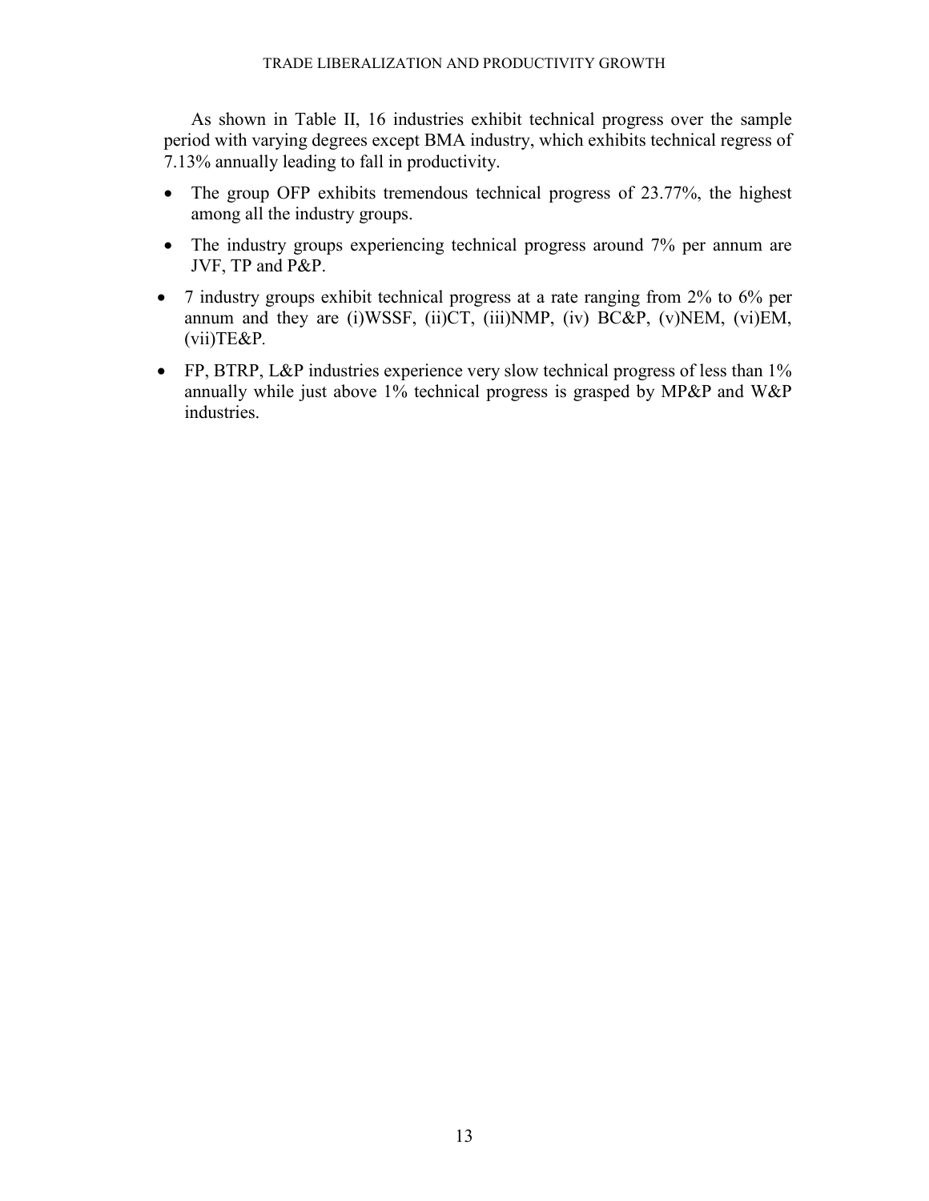As shown in Table II, 16 industries exhibit technical progress over the sample period with varying degrees except BMA industry, which exhibits technical regress of 7.13% annually leading to fall in productivity.

- The group OFP exhibits tremendous technical progress of 23.77%, the highest among all the industry groups.
- The industry groups experiencing technical progress around 7% per annum are JVF, TP and P&P.
- 7 industry groups exhibit technical progress at a rate ranging from 2% to 6% per annum and they are (i)WSSF, (ii)CT, (iii)NMP, (iv) BC&P, (v)NEM, (vi)EM, (vii)TE&P.
- FP, BTRP, L&P industries experience very slow technical progress of less than 1% annually while just above 1% technical progress is grasped by MP&P and W&P industries.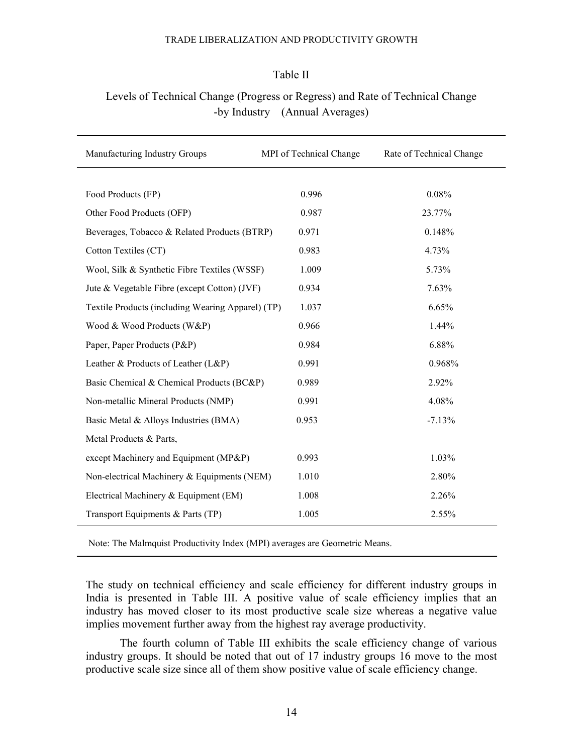Table II

Levels of Technical Change (Progress or Regress) and Rate of Technical Change -by Industry (Annual Averages)

| Manufacturing Industry Groups | MPI of Technical Change | Rate of Technical Change |
|---|---|---|
| Food Products (FP) | 0.996 | 0.08% |
| Other Food Products (OFP) | 0.987 | 23.77% |
| Beverages, Tobacco & Related Products (BTRP) | 0.971 | 0.148% |
| Cotton Textiles (CT) | 0.983 | 4.73% |
| Wool, Silk & Synthetic Fibre Textiles (WSSF) | 1.009 | 5.73% |
| Jute & Vegetable Fibre (except Cotton) (JVF) | 0.934 | 7.63% |
| Textile Products (including Wearing Apparel) (TP) | 1.037 | 6.65% |
| Wood & Wood Products (W&P) | 0.966 | 1.44% |
| Paper, Paper Products (P&P) | 0.984 | 6.88% |
| Leather & Products of Leather (L&P) | 0.991 | 0.968% |
| Basic Chemical & Chemical Products (BC&P) | 0.989 | 2.92% |
| Non-metallic Mineral Products (NMP) | 0.991 | 4.08% |
| Basic Metal & Alloys Industries (BMA) | 0.953 | -7.13% |
| Metal Products & Parts, except Machinery and Equipment (MP&P) | 0.993 | 1.03% |
| Non-electrical Machinery & Equipments (NEM) | 1.010 | 2.80% |
| Electrical Machinery & Equipment (EM) | 1.008 | 2.26% |
| Transport Equipments & Parts (TP) | 1.005 | 2.55% |

Note: The Malmquist Productivity Index (MPI) averages are Geometric Means.

The study on technical efficiency and scale efficiency for different industry groups in India is presented in Table III. A positive value of scale efficiency implies that an industry has moved closer to its most productive scale size whereas a negative value implies movement further away from the highest ray average productivity.

The fourth column of Table III exhibits the scale efficiency change of various industry groups. It should be noted that out of 17 industry groups 16 move to the most productive scale size since all of them show positive value of scale efficiency change.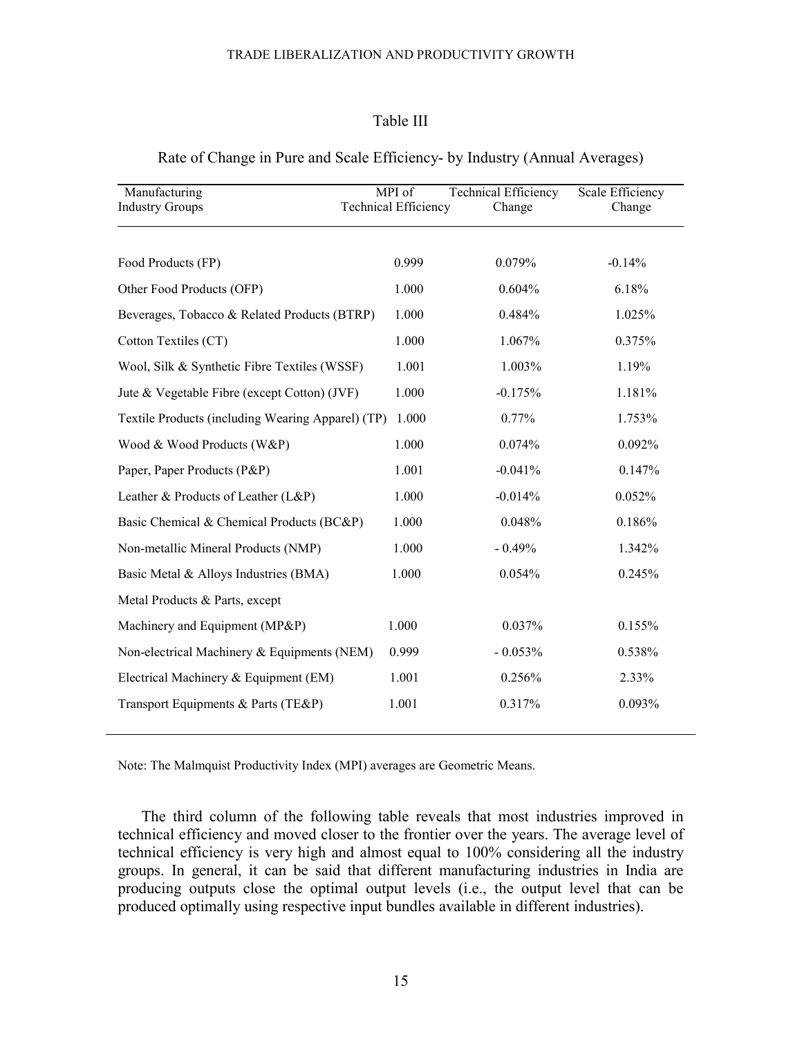Table III

Rate of Change in Pure and Scale Efficiency- by Industry (Annual Averages)

| Manufacturing Industry Groups | MPI of Technical Efficiency | Technical Efficiency Change | Scale Efficiency Change |
|---|---|---|---|
| Food Products (FP) | 0.999 | 0.079% | -0.14% |
| Other Food Products (OFP) | 1.000 | 0.604% | 6.18% |
| Beverages, Tobacco & Related Products (BTRP) | 1.000 | 0.484% | 1.025% |
| Cotton Textiles (CT) | 1.000 | 1.067% | 0.375% |
| Wool, Silk & Synthetic Fibre Textiles (WSSF) | 1.001 | 1.003% | 1.19% |
| Jute & Vegetable Fibre (except Cotton) (JVF) | 1.000 | -0.175% | 1.181% |
| Textile Products (including Wearing Apparel) (TP) | 1.000 | 0.77% | 1.753% |
| Wood & Wood Products (W&P) | 1.000 | 0.074% | 0.092% |
| Paper, Paper Products (P&P) | 1.001 | -0.041% | 0.147% |
| Leather & Products of Leather (L&P) | 1.000 | -0.014% | 0.052% |
| Basic Chemical & Chemical Products (BC&P) | 1.000 | 0.048% | 0.186% |
| Non-metallic Mineral Products (NMP) | 1.000 | - 0.49% | 1.342% |
| Basic Metal & Alloys Industries (BMA) | 1.000 | 0.054% | 0.245% |
| Metal Products & Parts, except Machinery and Equipment (MP&P) | 1.000 | 0.037% | 0.155% |
| Non-electrical Machinery & Equipments (NEM) | 0.999 | - 0.053% | 0.538% |
| Electrical Machinery & Equipment (EM) | 1.001 | 0.256% | 2.33% |
| Transport Equipments & Parts (TE&P) | 1.001 | 0.317% | 0.093% |

Note: The Malmquist Productivity Index (MPI) averages are Geometric Means.

The third column of the following table reveals that most industries improved in technical efficiency and moved closer to the frontier over the years. The average level of technical efficiency is very high and almost equal to 100% considering all the industry groups. In general, it can be said that different manufacturing industries in India are producing outputs close the optimal output levels (i.e., the output level that can be produced optimally using respective input bundles available in different industries).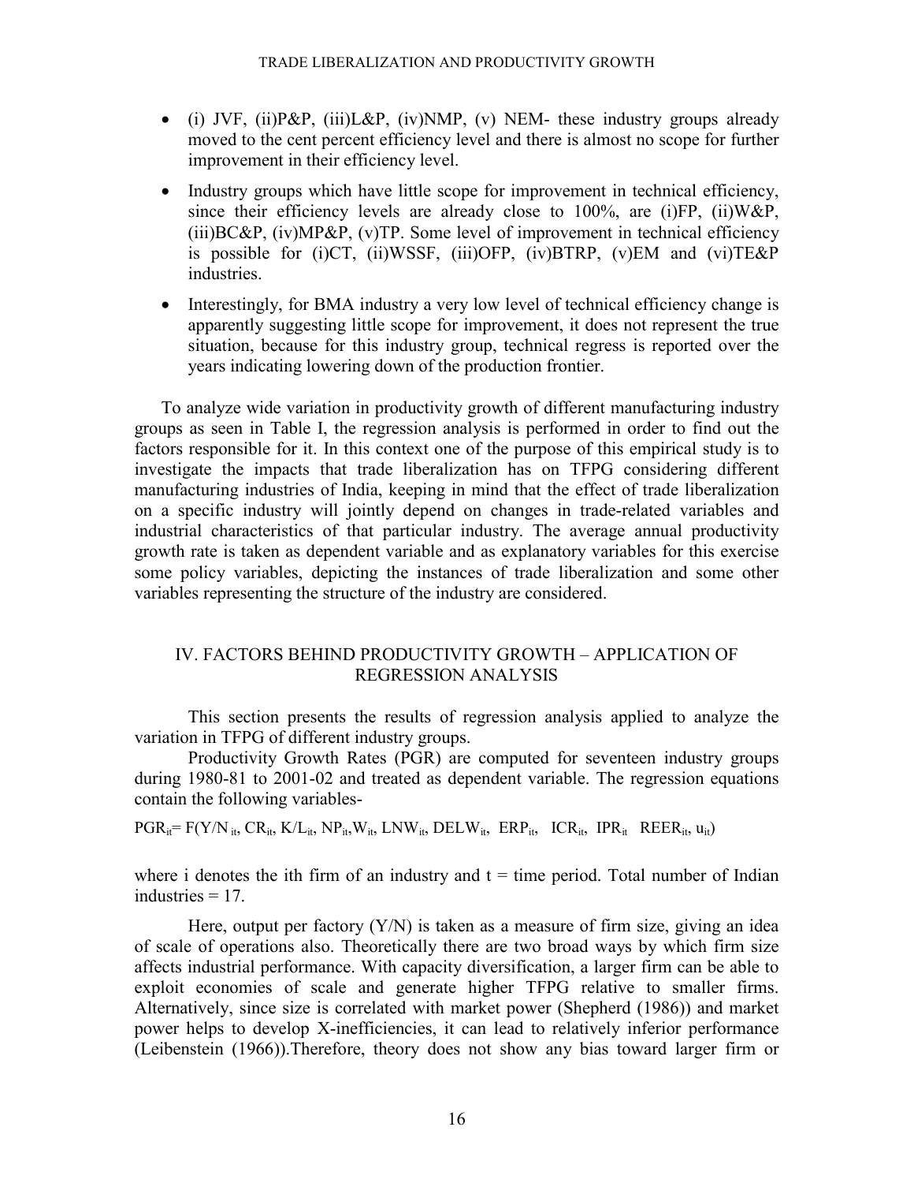- (i) JVF, (ii)P&P, (iii)L&P, (iv)NMP, (v) NEM- these industry groups already moved to the cent percent efficiency level and there is almost no scope for further improvement in their efficiency level.
- Industry groups which have little scope for improvement in technical efficiency, since their efficiency levels are already close to 100%, are (i)FP, (ii)W&P, (iii)BC&P, (iv)MP&P, (v)TP. Some level of improvement in technical efficiency is possible for (i)CT, (ii)WSSF, (iii)OFP, (iv)BTRP, (v)EM and (vi)TE&P industries.
- Interestingly, for BMA industry a very low level of technical efficiency change is apparently suggesting little scope for improvement, it does not represent the true situation, because for this industry group, technical regress is reported over the years indicating lowering down of the production frontier.

To analyze wide variation in productivity growth of different manufacturing industry groups as seen in Table I, the regression analysis is performed in order to find out the factors responsible for it. In this context one of the purpose of this empirical study is to investigate the impacts that trade liberalization has on TFPG considering different manufacturing industries of India, keeping in mind that the effect of trade liberalization on a specific industry will jointly depend on changes in trade-related variables and industrial characteristics of that particular industry. The average annual productivity growth rate is taken as dependent variable and as explanatory variables for this exercise some policy variables, depicting the instances of trade liberalization and some other variables representing the structure of the industry are considered.

## IV. FACTORS BEHIND PRODUCTIVITY GROWTH – APPLICATION OF REGRESSION ANALYSIS

This section presents the results of regression analysis applied to analyze the variation in TFPG of different industry groups.

Productivity Growth Rates (PGR) are computed for seventeen industry groups during 1980-81 to 2001-02 and treated as dependent variable. The regression equations contain the following variables-

$$PGR_{it} = F(Y/N_{it}, CR_{it}, K/L_{it}, NP_{it}, W_{it}, LNW_{it}, DELW_{it}, ERP_{it}, ICR_{it}, IPR_{it}, REER_{it}, u_{it})$$

where i denotes the ith firm of an industry and t = time period. Total number of Indian industries = 17.

Here, output per factory (Y/N) is taken as a measure of firm size, giving an idea of scale of operations also. Theoretically there are two broad ways by which firm size affects industrial performance. With capacity diversification, a larger firm can be able to exploit economies of scale and generate higher TFPG relative to smaller firms. Alternatively, since size is correlated with market power (Shepherd (1986)) and market power helps to develop X-inefficiencies, it can lead to relatively inferior performance (Leibenstein (1966)).Therefore, theory does not show any bias toward larger firm or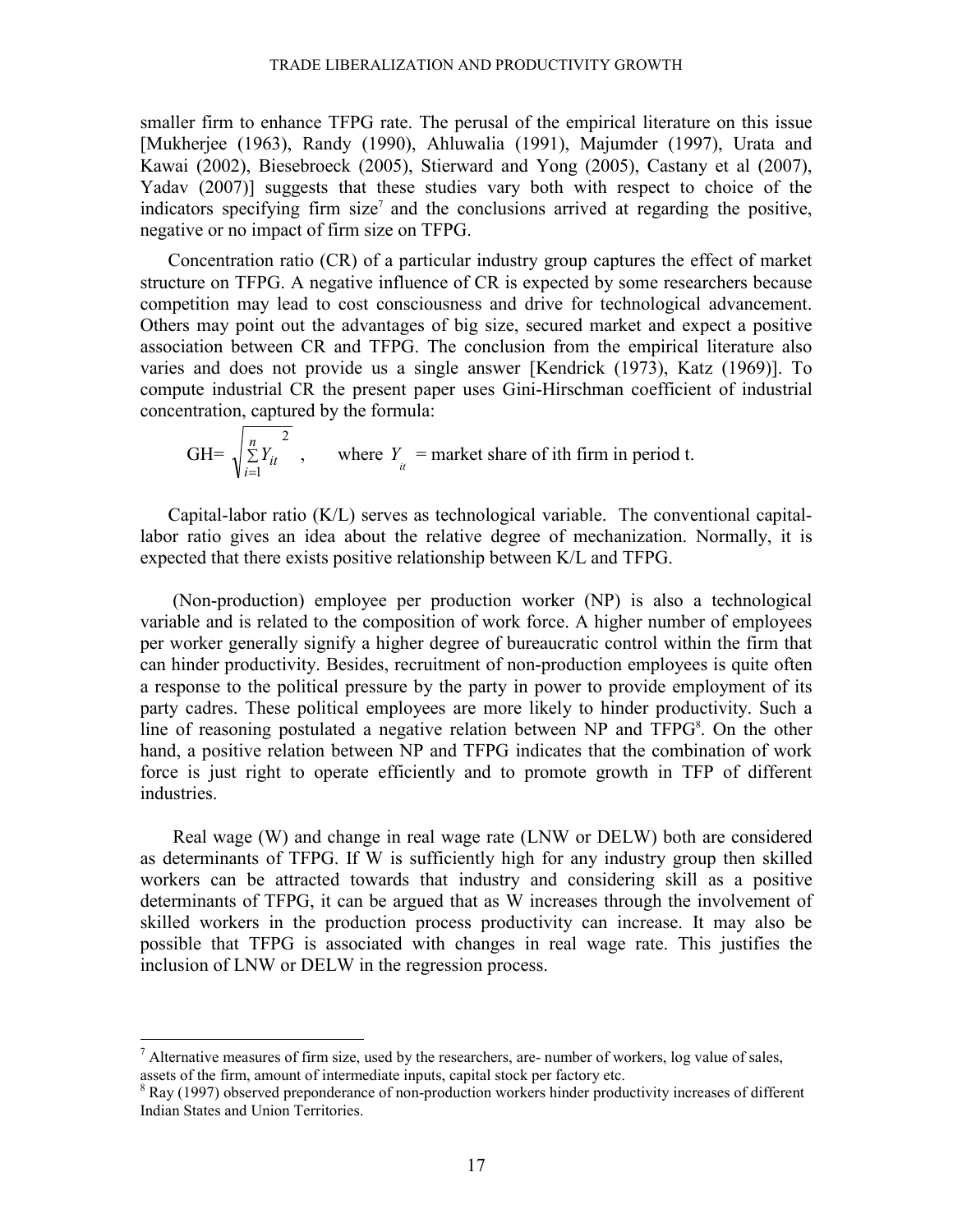smaller firm to enhance TFPG rate. The perusal of the empirical literature on this issue [Mukherjee (1963), Randy (1990), Ahluwalia (1991), Majumder (1997), Urata and Kawai (2002), Biesebroeck (2005), Stierward and Yong (2005), Castany et al (2007), Yadav (2007)] suggests that these studies vary both with respect to choice of the indicators specifying firm size[7] and the conclusions arrived at regarding the positive, negative or no impact of firm size on TFPG.

Concentration ratio (CR) of a particular industry group captures the effect of market structure on TFPG. A negative influence of CR is expected by some researchers because competition may lead to cost consciousness and drive for technological advancement. Others may point out the advantages of big size, secured market and expect a positive association between CR and TFPG. The conclusion from the empirical literature also varies and does not provide us a single answer [Kendrick (1973), Katz (1969)]. To compute industrial CR the present paper uses Gini-Hirschman coefficient of industrial concentration, captured by the formula:

$$GH= \sqrt{\sum_{i=1}^{n} Y_{it}^{2}} , \qquad \text{where } Y_{it} = \text{market share of ith firm in period t.}$$

Capital-labor ratio (K/L) serves as technological variable. The conventional capital-labor ratio gives an idea about the relative degree of mechanization. Normally, it is expected that there exists positive relationship between K/L and TFPG.

(Non-production) employee per production worker (NP) is also a technological variable and is related to the composition of work force. A higher number of employees per worker generally signify a higher degree of bureaucratic control within the firm that can hinder productivity. Besides, recruitment of non-production employees is quite often a response to the political pressure by the party in power to provide employment of its party cadres. These political employees are more likely to hinder productivity. Such a line of reasoning postulated a negative relation between NP and TFPG[8]. On the other hand, a positive relation between NP and TFPG indicates that the combination of work force is just right to operate efficiently and to promote growth in TFP of different industries.

Real wage (W) and change in real wage rate (LNW or DELW) both are considered as determinants of TFPG. If W is sufficiently high for any industry group then skilled workers can be attracted towards that industry and considering skill as a positive determinants of TFPG, it can be argued that as W increases through the involvement of skilled workers in the production process productivity can increase. It may also be possible that TFPG is associated with changes in real wage rate. This justifies the inclusion of LNW or DELW in the regression process.

---

[7] Alternative measures of firm size, used by the researchers, are- number of workers, log value of sales, assets of the firm, amount of intermediate inputs, capital stock per factory etc.

[8] Ray (1997) observed preponderance of non-production workers hinder productivity increases of different Indian States and Union Territories.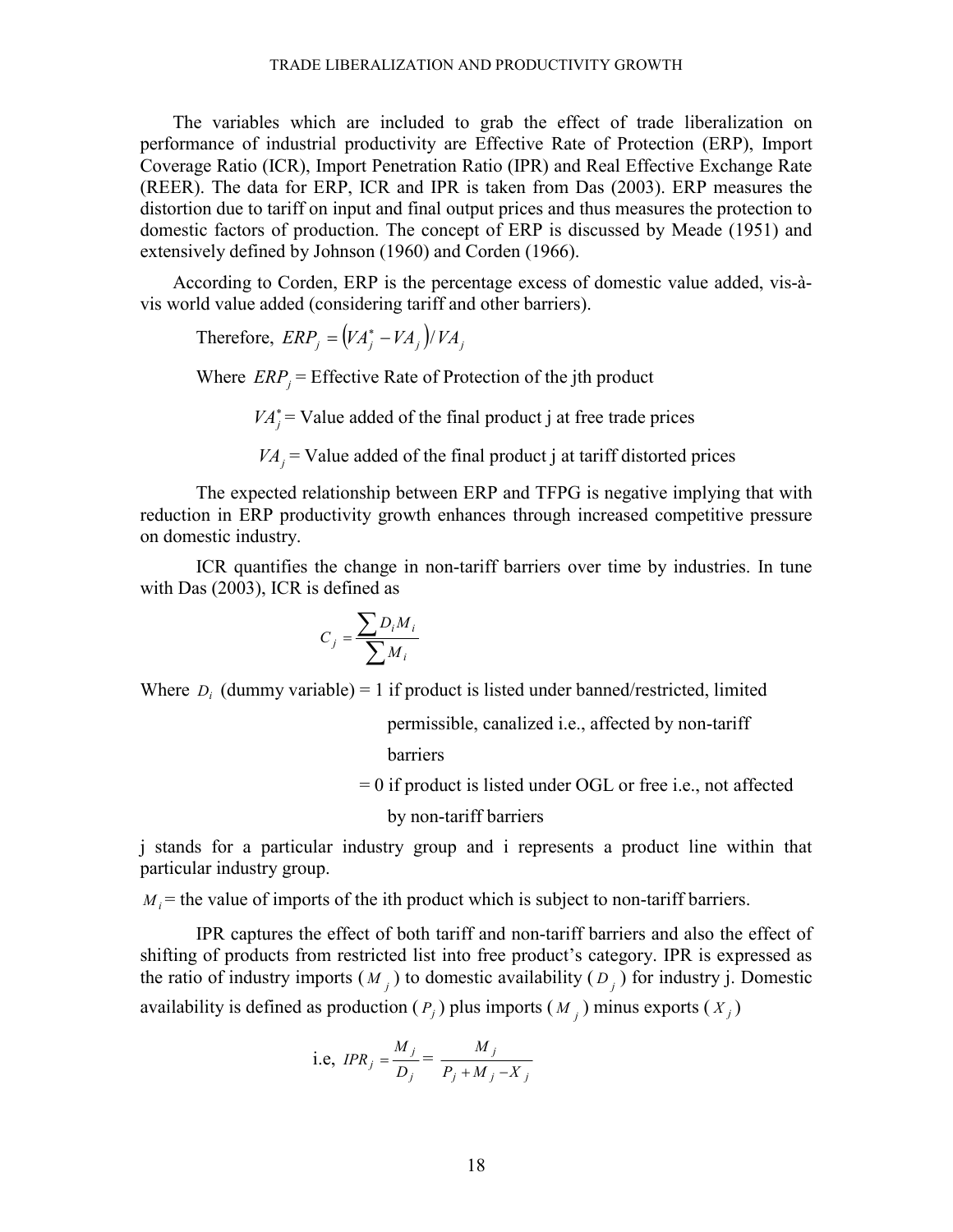The variables which are included to grab the effect of trade liberalization on performance of industrial productivity are Effective Rate of Protection (ERP), Import Coverage Ratio (ICR), Import Penetration Ratio (IPR) and Real Effective Exchange Rate (REER). The data for ERP, ICR and IPR is taken from Das (2003). ERP measures the distortion due to tariff on input and final output prices and thus measures the protection to domestic factors of production. The concept of ERP is discussed by Meade (1951) and extensively defined by Johnson (1960) and Corden (1966).

According to Corden, ERP is the percentage excess of domestic value added, vis-à-vis world value added (considering tariff and other barriers).

Therefore, $ERP_j = \left(VA_j^* - VA_j\right)/VA_j$

Where $ERP_j$ = Effective Rate of Protection of the jth product

$VA_j^*$ = Value added of the final product j at free trade prices

$VA_j$ = Value added of the final product j at tariff distorted prices

The expected relationship between ERP and TFPG is negative implying that with reduction in ERP productivity growth enhances through increased competitive pressure on domestic industry.

ICR quantifies the change in non-tariff barriers over time by industries. In tune with Das (2003), ICR is defined as

$$C_j = \frac{\sum D_i M_i}{\sum M_i}$$

Where $D_i$ (dummy variable) = 1 if product is listed under banned/restricted, limited permissible, canalized i.e., affected by non-tariff barriers

= 0 if product is listed under OGL or free i.e., not affected by non-tariff barriers

j stands for a particular industry group and i represents a product line within that particular industry group.

$M_i$ = the value of imports of the ith product which is subject to non-tariff barriers.

IPR captures the effect of both tariff and non-tariff barriers and also the effect of shifting of products from restricted list into free product's category. IPR is expressed as the ratio of industry imports ($M_j$) to domestic availability ($D_j$) for industry j. Domestic availability is defined as production ($P_j$) plus imports ($M_j$) minus exports ($X_j$)

i.e, $IPR_j = \dfrac{M_j}{D_j} = \dfrac{M_j}{P_j + M_j - X_j}$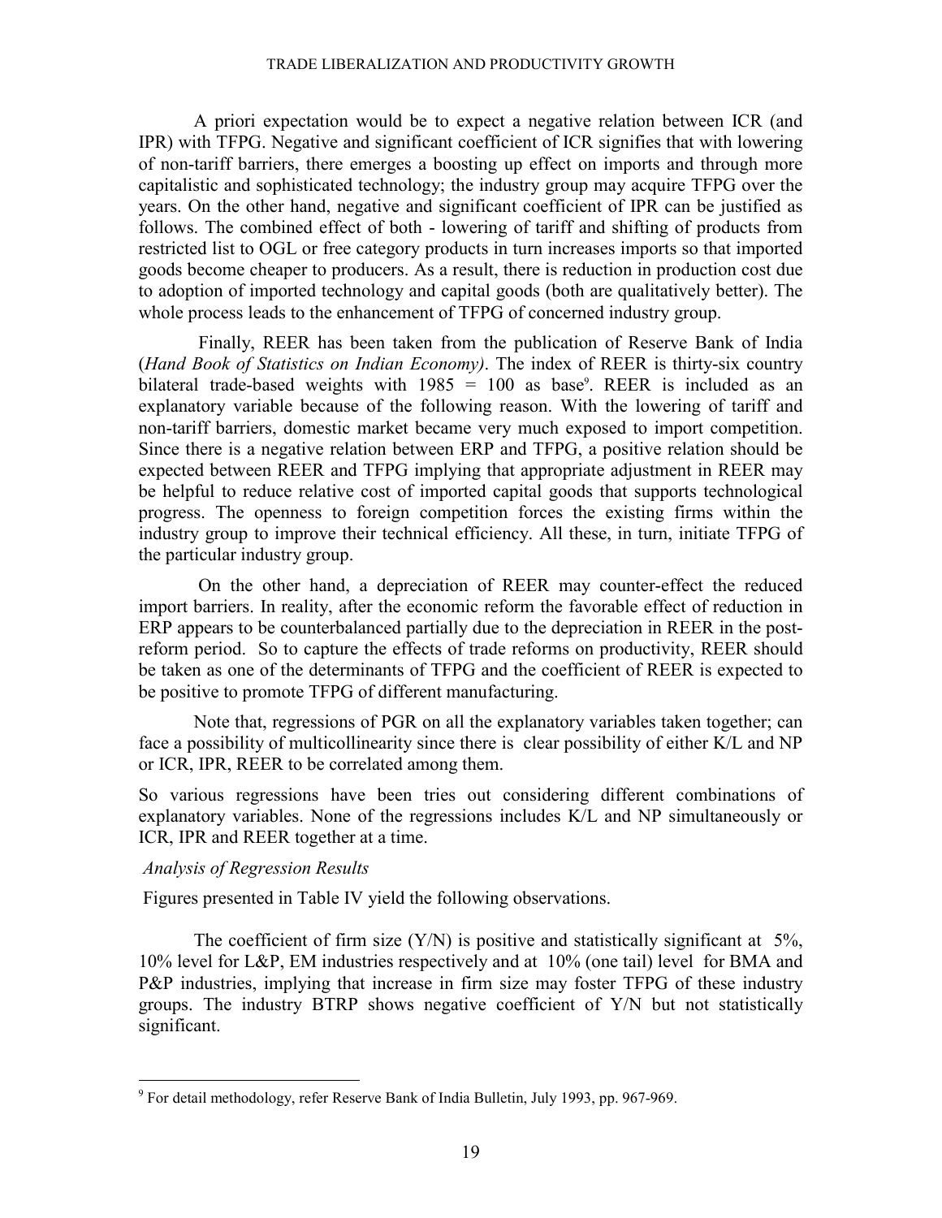A priori expectation would be to expect a negative relation between ICR (and IPR) with TFPG. Negative and significant coefficient of ICR signifies that with lowering of non-tariff barriers, there emerges a boosting up effect on imports and through more capitalistic and sophisticated technology; the industry group may acquire TFPG over the years. On the other hand, negative and significant coefficient of IPR can be justified as follows. The combined effect of both - lowering of tariff and shifting of products from restricted list to OGL or free category products in turn increases imports so that imported goods become cheaper to producers. As a result, there is reduction in production cost due to adoption of imported technology and capital goods (both are qualitatively better). The whole process leads to the enhancement of TFPG of concerned industry group.

Finally, REER has been taken from the publication of Reserve Bank of India (*Hand Book of Statistics on Indian Economy)*. The index of REER is thirty-six country bilateral trade-based weights with 1985 = 100 as base[9]. REER is included as an explanatory variable because of the following reason. With the lowering of tariff and non-tariff barriers, domestic market became very much exposed to import competition. Since there is a negative relation between ERP and TFPG, a positive relation should be expected between REER and TFPG implying that appropriate adjustment in REER may be helpful to reduce relative cost of imported capital goods that supports technological progress. The openness to foreign competition forces the existing firms within the industry group to improve their technical efficiency. All these, in turn, initiate TFPG of the particular industry group.

On the other hand, a depreciation of REER may counter-effect the reduced import barriers. In reality, after the economic reform the favorable effect of reduction in ERP appears to be counterbalanced partially due to the depreciation in REER in the post-reform period. So to capture the effects of trade reforms on productivity, REER should be taken as one of the determinants of TFPG and the coefficient of REER is expected to be positive to promote TFPG of different manufacturing.

Note that, regressions of PGR on all the explanatory variables taken together; can face a possibility of multicollinearity since there is clear possibility of either K/L and NP or ICR, IPR, REER to be correlated among them.

So various regressions have been tries out considering different combinations of explanatory variables. None of the regressions includes K/L and NP simultaneously or ICR, IPR and REER together at a time.

*Analysis of Regression Results*

Figures presented in Table IV yield the following observations.

The coefficient of firm size (Y/N) is positive and statistically significant at 5%, 10% level for L&P, EM industries respectively and at 10% (one tail) level for BMA and P&P industries, implying that increase in firm size may foster TFPG of these industry groups. The industry BTRP shows negative coefficient of Y/N but not statistically significant.

---

[9] For detail methodology, refer Reserve Bank of India Bulletin, July 1993, pp. 967-969.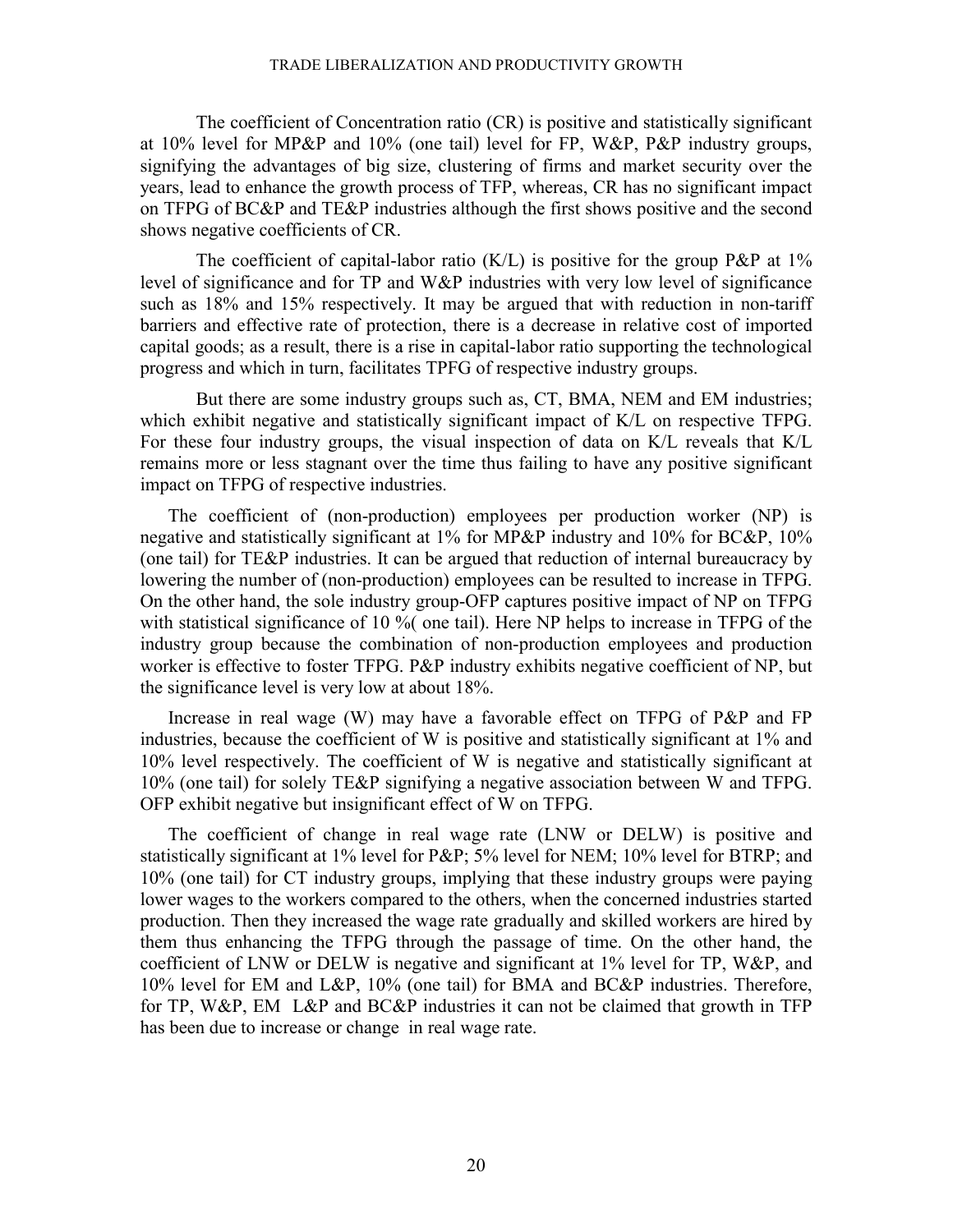The coefficient of Concentration ratio (CR) is positive and statistically significant at 10% level for MP&P and 10% (one tail) level for FP, W&P, P&P industry groups, signifying the advantages of big size, clustering of firms and market security over the years, lead to enhance the growth process of TFP, whereas, CR has no significant impact on TFPG of BC&P and TE&P industries although the first shows positive and the second shows negative coefficients of CR.

The coefficient of capital-labor ratio (K/L) is positive for the group P&P at 1% level of significance and for TP and W&P industries with very low level of significance such as 18% and 15% respectively. It may be argued that with reduction in non-tariff barriers and effective rate of protection, there is a decrease in relative cost of imported capital goods; as a result, there is a rise in capital-labor ratio supporting the technological progress and which in turn, facilitates TPFG of respective industry groups.

But there are some industry groups such as, CT, BMA, NEM and EM industries; which exhibit negative and statistically significant impact of K/L on respective TFPG. For these four industry groups, the visual inspection of data on K/L reveals that K/L remains more or less stagnant over the time thus failing to have any positive significant impact on TFPG of respective industries.

The coefficient of (non-production) employees per production worker (NP) is negative and statistically significant at 1% for MP&P industry and 10% for BC&P, 10% (one tail) for TE&P industries. It can be argued that reduction of internal bureaucracy by lowering the number of (non-production) employees can be resulted to increase in TFPG. On the other hand, the sole industry group-OFP captures positive impact of NP on TFPG with statistical significance of 10 %( one tail). Here NP helps to increase in TFPG of the industry group because the combination of non-production employees and production worker is effective to foster TFPG. P&P industry exhibits negative coefficient of NP, but the significance level is very low at about 18%.

Increase in real wage (W) may have a favorable effect on TFPG of P&P and FP industries, because the coefficient of W is positive and statistically significant at 1% and 10% level respectively. The coefficient of W is negative and statistically significant at 10% (one tail) for solely TE&P signifying a negative association between W and TFPG. OFP exhibit negative but insignificant effect of W on TFPG.

The coefficient of change in real wage rate (LNW or DELW) is positive and statistically significant at 1% level for P&P; 5% level for NEM; 10% level for BTRP; and 10% (one tail) for CT industry groups, implying that these industry groups were paying lower wages to the workers compared to the others, when the concerned industries started production. Then they increased the wage rate gradually and skilled workers are hired by them thus enhancing the TFPG through the passage of time. On the other hand, the coefficient of LNW or DELW is negative and significant at 1% level for TP, W&P, and 10% level for EM and L&P, 10% (one tail) for BMA and BC&P industries. Therefore, for TP, W&P, EM L&P and BC&P industries it can not be claimed that growth in TFP has been due to increase or change in real wage rate.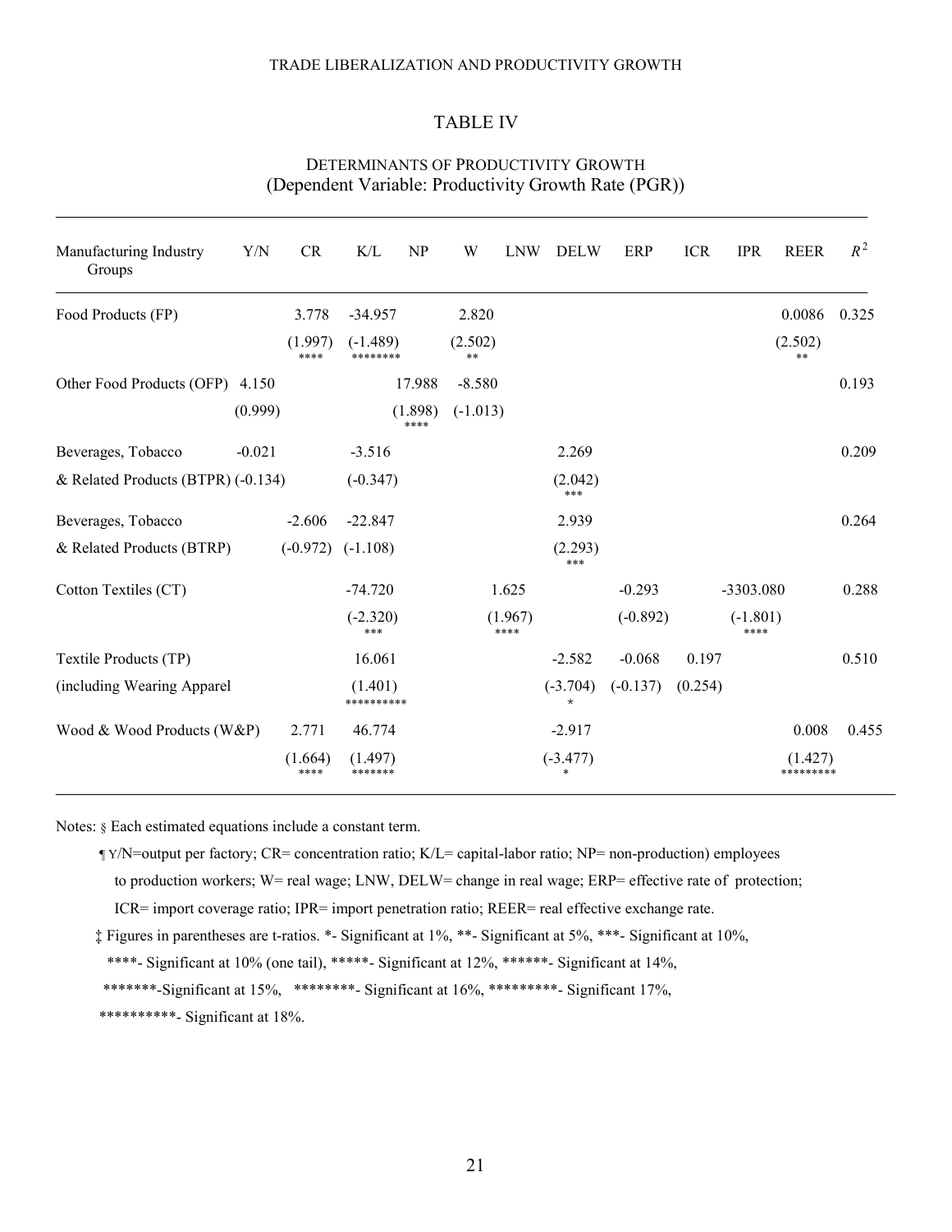## TABLE IV

### Determinants of Productivity Growth
(Dependent Variable: Productivity Growth Rate (PGR))

| Manufacturing Industry Groups | Y/N | CR | K/L | NP | W | LNW | DELW | ERP | ICR | IPR | REER | $R^2$ |
|---|---|---|---|---|---|---|---|---|---|---|---|---|
| Food Products (FP) | | 3.778 | -34.957 | | 2.820 | | | | | | 0.0086 | 0.325 |
| | | (1.997) **** | (-1.489) ******** | | (2.502) ** | | | | | | (2.502) ** | |
| Other Food Products (OFP) | 4.150 | | | 17.988 | -8.580 | | | | | | | 0.193 |
| | (0.999) | | | (1.898) **** | (-1.013) | | | | | | | |
| Beverages, Tobacco & Related Products (BTPR) | -0.021 | | -3.516 | | | | 2.269 | | | | | 0.209 |
| | (-0.134) | | (-0.347) | | | | (2.042) *** | | | | | |
| Beverages, Tobacco & Related Products (BTRP) | | -2.606 | -22.847 | | | | 2.939 | | | | | 0.264 |
| | | (-0.972) | (-1.108) | | | | (2.293) *** | | | | | |
| Cotton Textiles (CT) | | | -74.720 | | | 1.625 | | -0.293 | | -3303.080 | | 0.288 |
| | | | (-2.320) *** | | | (1.967) **** | | (-0.892) | | (-1.801) **** | | |
| Textile Products (TP) (including Wearing Apparel | | | 16.061 | | | | -2.582 | -0.068 | 0.197 | | | 0.510 |
| | | | (1.401) ********** | | | | (-3.704) * | (-0.137) | (0.254) | | | |
| Wood & Wood Products (W&P) | | 2.771 | 46.774 | | | | -2.917 | | | | 0.008 | 0.455 |
| | | (1.664) **** | (1.497) ******* | | | | (-3.477) * | | | | (1.427) ********* | |

Notes: § Each estimated equations include a constant term.

¶ Y/N=output per factory; CR= concentration ratio; K/L= capital-labor ratio; NP= non-production) employees to production workers; W= real wage; LNW, DELW= change in real wage; ERP= effective rate of protection; ICR= import coverage ratio; IPR= import penetration ratio; REER= real effective exchange rate.

‡ Figures in parentheses are t-ratios. *- Significant at 1%, **- Significant at 5%, ***- Significant at 10%, ****- Significant at 10% (one tail), *****- Significant at 12%, ******- Significant at 14%, *******-Significant at 15%, ********- Significant at 16%, *********- Significant 17%, **********- Significant at 18%.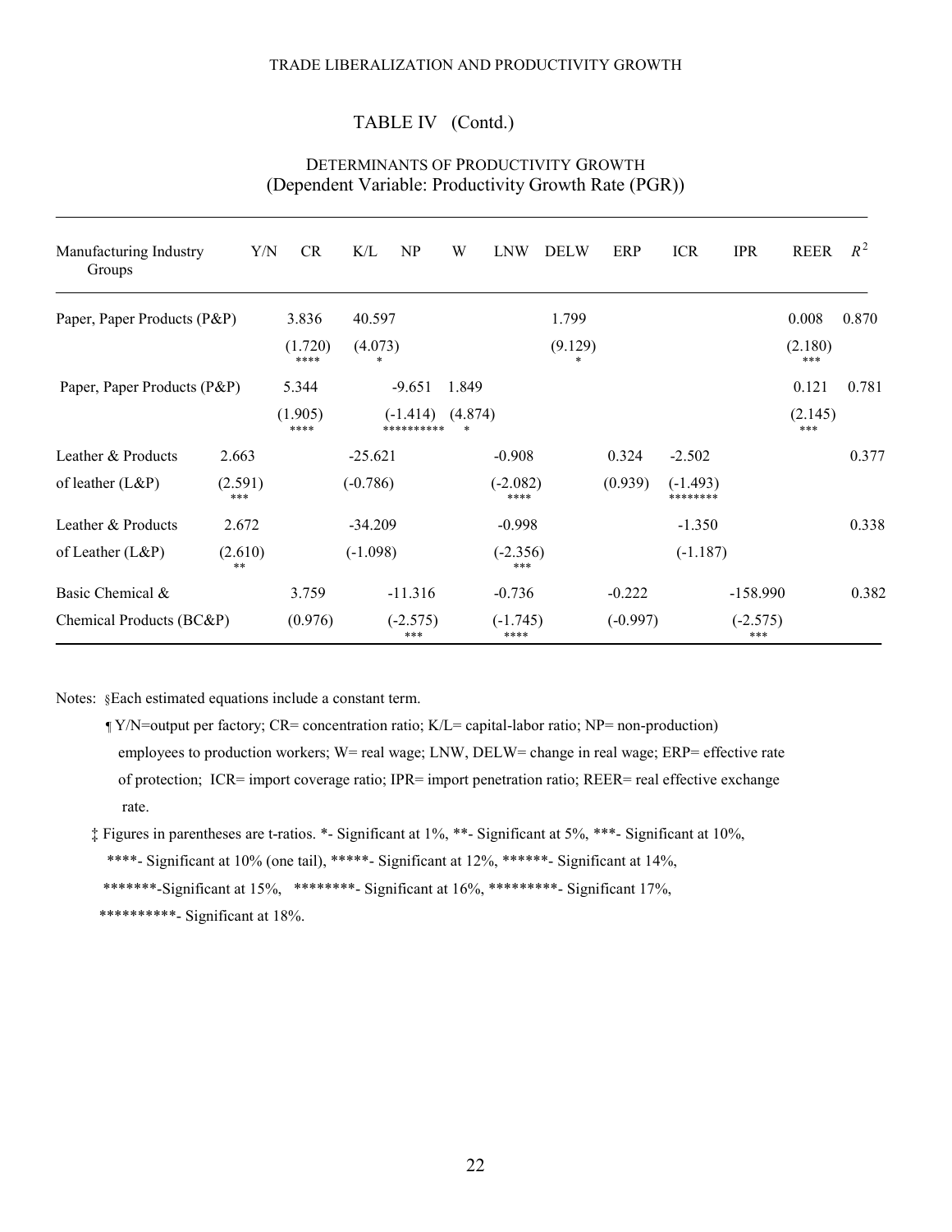TABLE IV (Contd.)

DETERMINANTS OF PRODUCTIVITY GROWTH
(Dependent Variable: Productivity Growth Rate (PGR))

| Manufacturing Industry Groups | Y/N | CR | K/L | NP | W | LNW | DELW | ERP | ICR | IPR | REER | $R^2$ |
|---|---|---|---|---|---|---|---|---|---|---|---|---|
| Paper, Paper Products (P&P) | | 3.836 | 40.597 | | | | 1.799 | | | | 0.008 | 0.870 |
| | | (1.720) **** | (4.073) * | | | | (9.129) * | | | | (2.180) *** | |
| Paper, Paper Products (P&P) | | 5.344 | | -9.651 | 1.849 | | | | | | 0.121 | 0.781 |
| | | (1.905) **** | | (-1.414) ********** | (4.874) * | | | | | | (2.145) *** | |
| Leather & Products | 2.663 | | -25.621 | | | -0.908 | | 0.324 | -2.502 | | | 0.377 |
| of leather (L&P) | (2.591) *** | | (-0.786) | | | (-2.082) **** | | (0.939) | (-1.493) ******** | | | |
| Leather & Products | 2.672 | | -34.209 | | | -0.998 | | | -1.350 | | | 0.338 |
| of Leather (L&P) | (2.610) ** | | (-1.098) | | | (-2.356) *** | | | (-1.187) | | | |
| Basic Chemical & | | 3.759 | | -11.316 | | -0.736 | | -0.222 | | -158.990 | | 0.382 |
| Chemical Products (BC&P) | | (0.976) | | (-2.575) *** | | (-1.745) **** | | (-0.997) | | (-2.575) *** | | |

Notes: §Each estimated equations include a constant term.

¶ Y/N=output per factory; CR= concentration ratio; K/L= capital-labor ratio; NP= non-production) employees to production workers; W= real wage; LNW, DELW= change in real wage; ERP= effective rate of protection; ICR= import coverage ratio; IPR= import penetration ratio; REER= real effective exchange rate.

‡ Figures in parentheses are t-ratios. *- Significant at 1%, **- Significant at 5%, ***- Significant at 10%, ****- Significant at 10% (one tail), *****- Significant at 12%, ******- Significant at 14%, *******-Significant at 15%, ********- Significant at 16%, *********- Significant 17%, **********- Significant at 18%.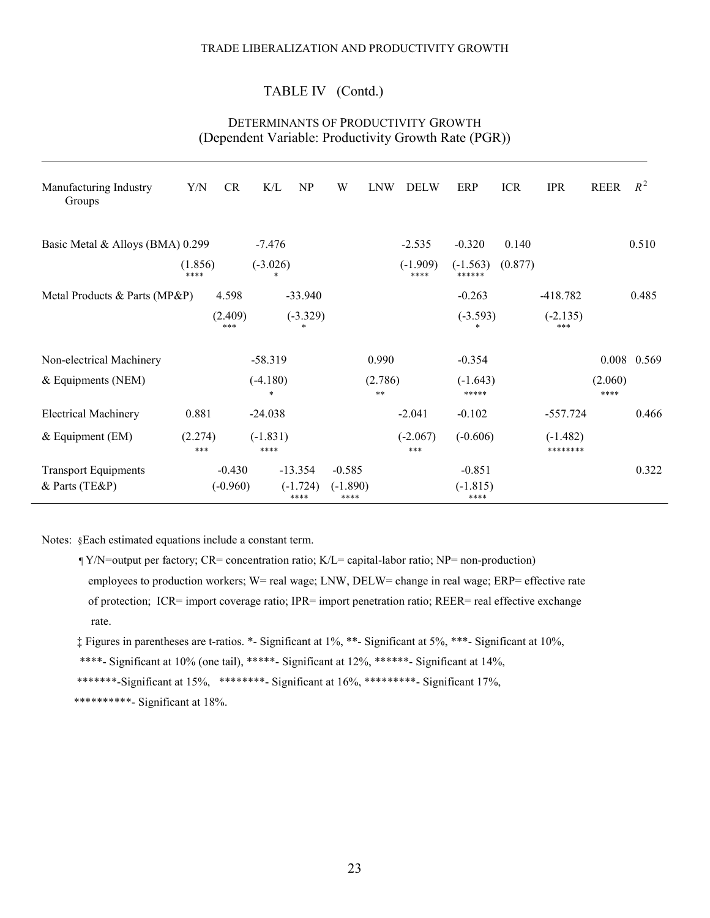## TABLE IV (Contd.)

### DETERMINANTS OF PRODUCTIVITY GROWTH
(Dependent Variable: Productivity Growth Rate (PGR))

| Manufacturing Industry Groups | Y/N | CR | K/L | NP | W | LNW | DELW | ERP | ICR | IPR | REER | $R^2$ |
|---|---|---|---|---|---|---|---|---|---|---|---|---|
| Basic Metal & Alloys (BMA) | 0.299 | | -7.476 | | | | -2.535 | -0.320 | 0.140 | | | 0.510 |
| | (1.856) **** | | (-3.026) * | | | | (-1.909) **** | (-1.563) ****** | (0.877) | | | |
| Metal Products & Parts (MP&P) | | 4.598 | | -33.940 | | | | -0.263 | | -418.782 | | 0.485 |
| | | (2.409) *** | | (-3.329) * | | | | (-3.593) * | | (-2.135) *** | | |
| Non-electrical Machinery & Equipments (NEM) | | | -58.319 | | | 0.990 | | -0.354 | | | 0.008 | 0.569 |
| | | | (-4.180) * | | | (2.786) ** | | (-1.643) ***** | | | (2.060) **** | |
| Electrical Machinery & Equipment (EM) | 0.881 | | -24.038 | | | | -2.041 | -0.102 | | -557.724 | | 0.466 |
| | (2.274) *** | | (-1.831) **** | | | | (-2.067) *** | (-0.606) | | (-1.482) ******** | | |
| Transport Equipments & Parts (TE&P) | | -0.430 | | -13.354 | -0.585 | | | -0.851 | | | | 0.322 |
| | | (-0.960) | | (-1.724) **** | (-1.890) **** | | | (-1.815) **** | | | | |

Notes: §Each estimated equations include a constant term.

¶ Y/N=output per factory; CR= concentration ratio; K/L= capital-labor ratio; NP= non-production) employees to production workers; W= real wage; LNW, DELW= change in real wage; ERP= effective rate of protection; ICR= import coverage ratio; IPR= import penetration ratio; REER= real effective exchange rate.

‡ Figures in parentheses are t-ratios. *- Significant at 1%, **- Significant at 5%, ***- Significant at 10%, ****- Significant at 10% (one tail), *****- Significant at 12%, ******- Significant at 14%, *******-Significant at 15%, ********- Significant at 16%, *********- Significant 17%, **********- Significant at 18%.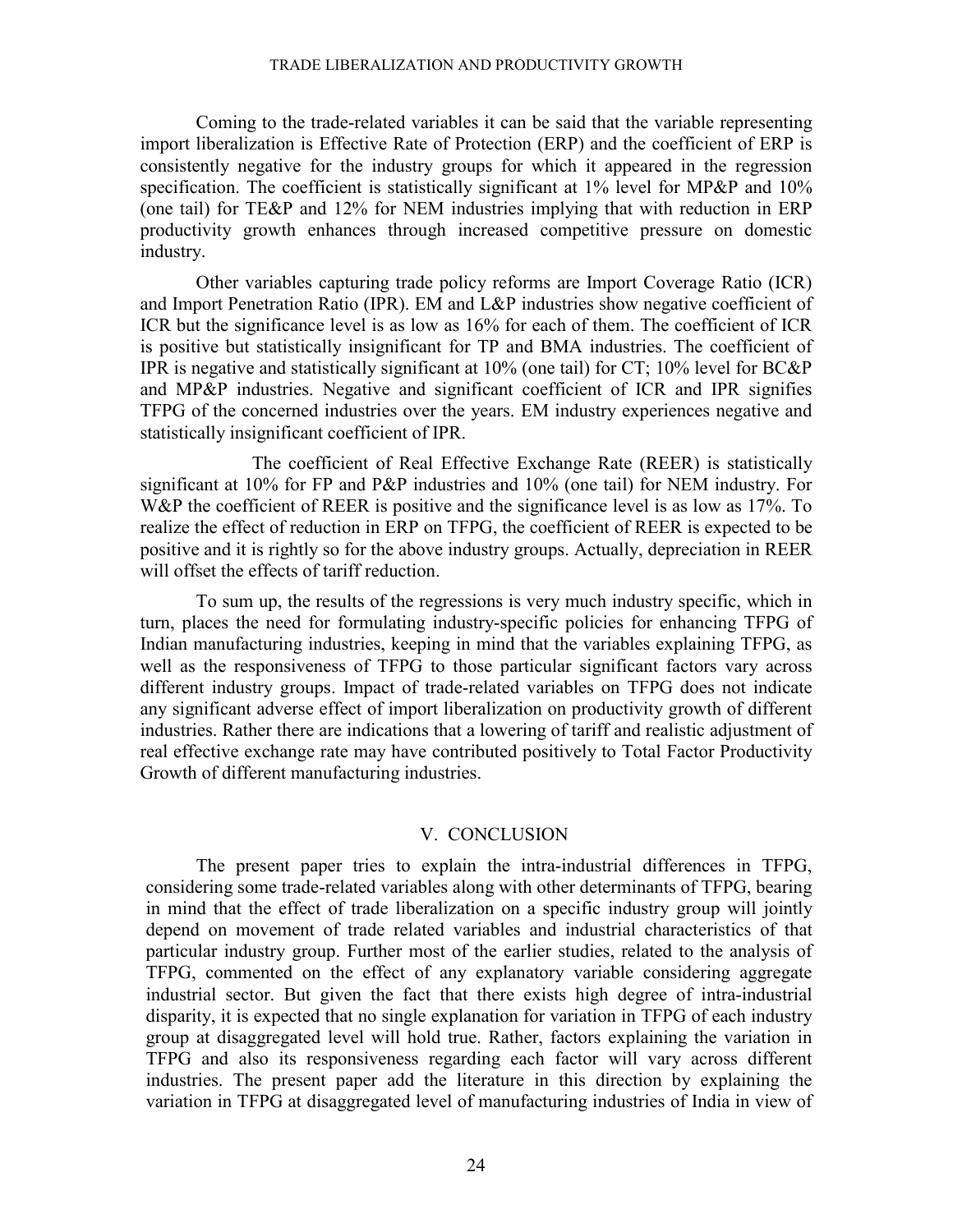Coming to the trade-related variables it can be said that the variable representing import liberalization is Effective Rate of Protection (ERP) and the coefficient of ERP is consistently negative for the industry groups for which it appeared in the regression specification. The coefficient is statistically significant at 1% level for MP&P and 10% (one tail) for TE&P and 12% for NEM industries implying that with reduction in ERP productivity growth enhances through increased competitive pressure on domestic industry.

Other variables capturing trade policy reforms are Import Coverage Ratio (ICR) and Import Penetration Ratio (IPR). EM and L&P industries show negative coefficient of ICR but the significance level is as low as 16% for each of them. The coefficient of ICR is positive but statistically insignificant for TP and BMA industries. The coefficient of IPR is negative and statistically significant at 10% (one tail) for CT; 10% level for BC&P and MP&P industries. Negative and significant coefficient of ICR and IPR signifies TFPG of the concerned industries over the years. EM industry experiences negative and statistically insignificant coefficient of IPR.

The coefficient of Real Effective Exchange Rate (REER) is statistically significant at 10% for FP and P&P industries and 10% (one tail) for NEM industry. For W&P the coefficient of REER is positive and the significance level is as low as 17%. To realize the effect of reduction in ERP on TFPG, the coefficient of REER is expected to be positive and it is rightly so for the above industry groups. Actually, depreciation in REER will offset the effects of tariff reduction.

To sum up, the results of the regressions is very much industry specific, which in turn, places the need for formulating industry-specific policies for enhancing TFPG of Indian manufacturing industries, keeping in mind that the variables explaining TFPG, as well as the responsiveness of TFPG to those particular significant factors vary across different industry groups. Impact of trade-related variables on TFPG does not indicate any significant adverse effect of import liberalization on productivity growth of different industries. Rather there are indications that a lowering of tariff and realistic adjustment of real effective exchange rate may have contributed positively to Total Factor Productivity Growth of different manufacturing industries.

## V. CONCLUSION

The present paper tries to explain the intra-industrial differences in TFPG, considering some trade-related variables along with other determinants of TFPG, bearing in mind that the effect of trade liberalization on a specific industry group will jointly depend on movement of trade related variables and industrial characteristics of that particular industry group. Further most of the earlier studies, related to the analysis of TFPG, commented on the effect of any explanatory variable considering aggregate industrial sector. But given the fact that there exists high degree of intra-industrial disparity, it is expected that no single explanation for variation in TFPG of each industry group at disaggregated level will hold true. Rather, factors explaining the variation in TFPG and also its responsiveness regarding each factor will vary across different industries. The present paper add the literature in this direction by explaining the variation in TFPG at disaggregated level of manufacturing industries of India in view of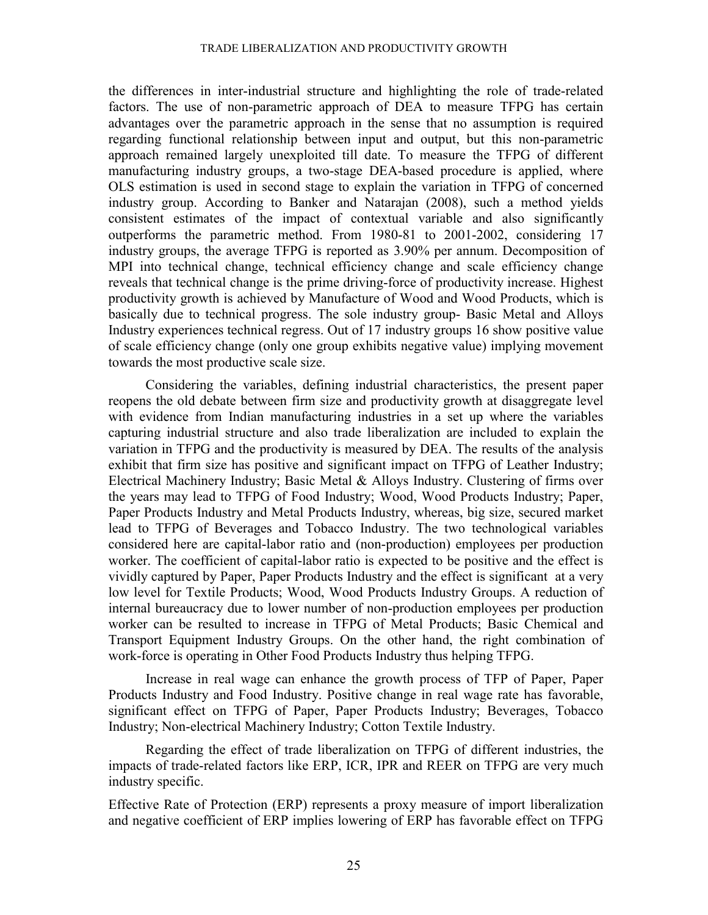the differences in inter-industrial structure and highlighting the role of trade-related factors. The use of non-parametric approach of DEA to measure TFPG has certain advantages over the parametric approach in the sense that no assumption is required regarding functional relationship between input and output, but this non-parametric approach remained largely unexploited till date. To measure the TFPG of different manufacturing industry groups, a two-stage DEA-based procedure is applied, where OLS estimation is used in second stage to explain the variation in TFPG of concerned industry group. According to Banker and Natarajan (2008), such a method yields consistent estimates of the impact of contextual variable and also significantly outperforms the parametric method. From 1980-81 to 2001-2002, considering 17 industry groups, the average TFPG is reported as 3.90% per annum. Decomposition of MPI into technical change, technical efficiency change and scale efficiency change reveals that technical change is the prime driving-force of productivity increase. Highest productivity growth is achieved by Manufacture of Wood and Wood Products, which is basically due to technical progress. The sole industry group- Basic Metal and Alloys Industry experiences technical regress. Out of 17 industry groups 16 show positive value of scale efficiency change (only one group exhibits negative value) implying movement towards the most productive scale size.

Considering the variables, defining industrial characteristics, the present paper reopens the old debate between firm size and productivity growth at disaggregate level with evidence from Indian manufacturing industries in a set up where the variables capturing industrial structure and also trade liberalization are included to explain the variation in TFPG and the productivity is measured by DEA. The results of the analysis exhibit that firm size has positive and significant impact on TFPG of Leather Industry; Electrical Machinery Industry; Basic Metal & Alloys Industry. Clustering of firms over the years may lead to TFPG of Food Industry; Wood, Wood Products Industry; Paper, Paper Products Industry and Metal Products Industry, whereas, big size, secured market lead to TFPG of Beverages and Tobacco Industry. The two technological variables considered here are capital-labor ratio and (non-production) employees per production worker. The coefficient of capital-labor ratio is expected to be positive and the effect is vividly captured by Paper, Paper Products Industry and the effect is significant at a very low level for Textile Products; Wood, Wood Products Industry Groups. A reduction of internal bureaucracy due to lower number of non-production employees per production worker can be resulted to increase in TFPG of Metal Products; Basic Chemical and Transport Equipment Industry Groups. On the other hand, the right combination of work-force is operating in Other Food Products Industry thus helping TFPG.

Increase in real wage can enhance the growth process of TFP of Paper, Paper Products Industry and Food Industry. Positive change in real wage rate has favorable, significant effect on TFPG of Paper, Paper Products Industry; Beverages, Tobacco Industry; Non-electrical Machinery Industry; Cotton Textile Industry.

Regarding the effect of trade liberalization on TFPG of different industries, the impacts of trade-related factors like ERP, ICR, IPR and REER on TFPG are very much industry specific.

Effective Rate of Protection (ERP) represents a proxy measure of import liberalization and negative coefficient of ERP implies lowering of ERP has favorable effect on TFPG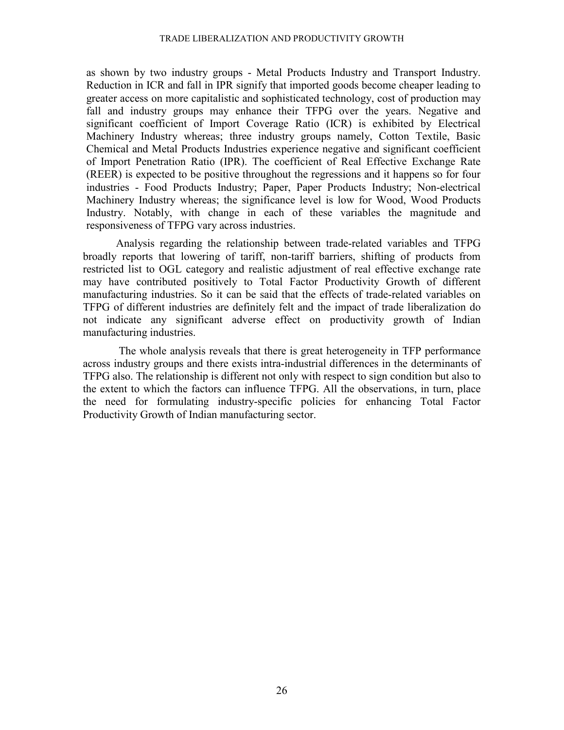as shown by two industry groups - Metal Products Industry and Transport Industry. Reduction in ICR and fall in IPR signify that imported goods become cheaper leading to greater access on more capitalistic and sophisticated technology, cost of production may fall and industry groups may enhance their TFPG over the years. Negative and significant coefficient of Import Coverage Ratio (ICR) is exhibited by Electrical Machinery Industry whereas; three industry groups namely, Cotton Textile, Basic Chemical and Metal Products Industries experience negative and significant coefficient of Import Penetration Ratio (IPR). The coefficient of Real Effective Exchange Rate (REER) is expected to be positive throughout the regressions and it happens so for four industries - Food Products Industry; Paper, Paper Products Industry; Non-electrical Machinery Industry whereas; the significance level is low for Wood, Wood Products Industry. Notably, with change in each of these variables the magnitude and responsiveness of TFPG vary across industries.

Analysis regarding the relationship between trade-related variables and TFPG broadly reports that lowering of tariff, non-tariff barriers, shifting of products from restricted list to OGL category and realistic adjustment of real effective exchange rate may have contributed positively to Total Factor Productivity Growth of different manufacturing industries. So it can be said that the effects of trade-related variables on TFPG of different industries are definitely felt and the impact of trade liberalization do not indicate any significant adverse effect on productivity growth of Indian manufacturing industries.

The whole analysis reveals that there is great heterogeneity in TFP performance across industry groups and there exists intra-industrial differences in the determinants of TFPG also. The relationship is different not only with respect to sign condition but also to the extent to which the factors can influence TFPG. All the observations, in turn, place the need for formulating industry-specific policies for enhancing Total Factor Productivity Growth of Indian manufacturing sector.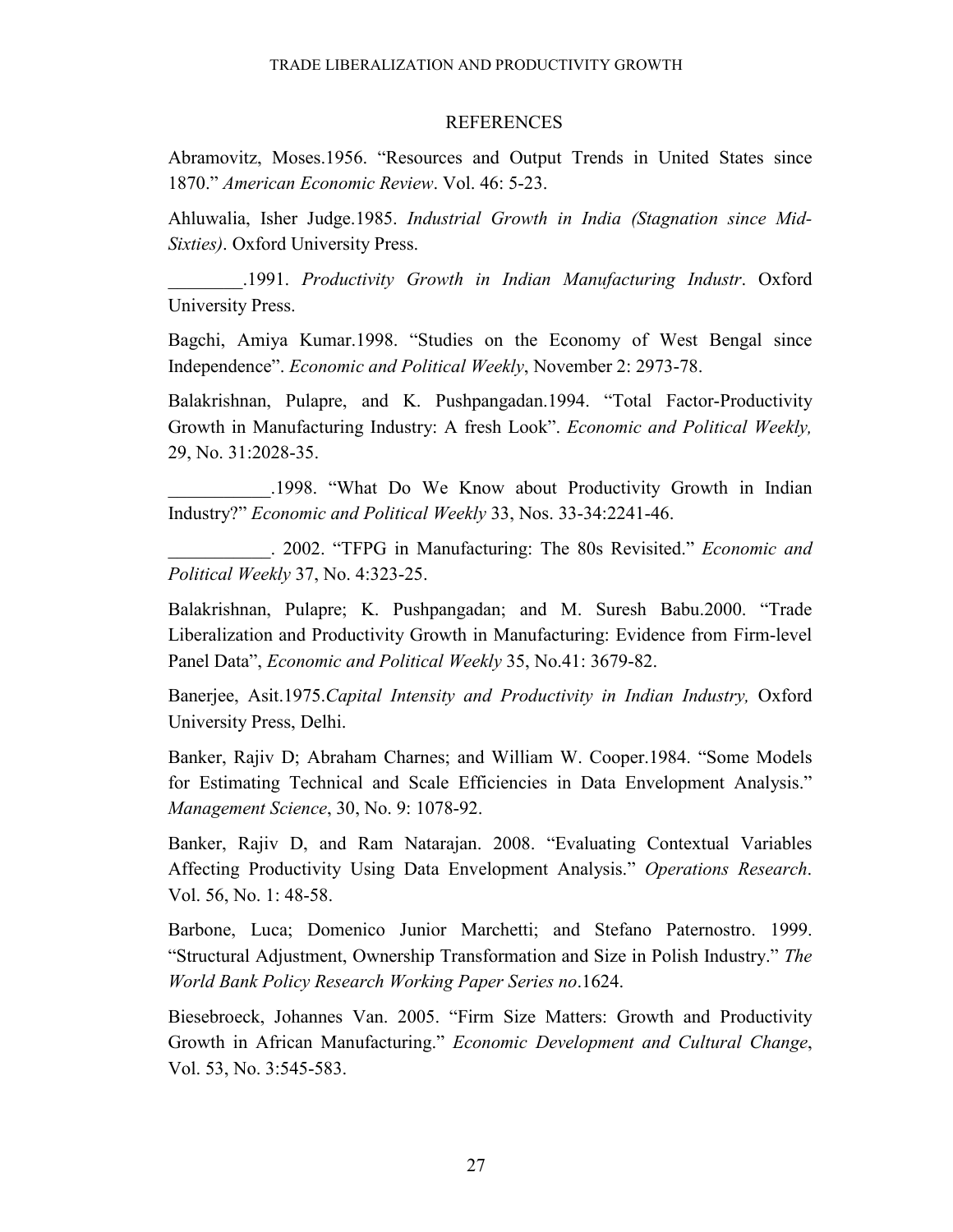# REFERENCES

Abramovitz, Moses.1956. "Resources and Output Trends in United States since 1870." *American Economic Review*. Vol. 46: 5-23.

Ahluwalia, Isher Judge.1985. *Industrial Growth in India (Stagnation since Mid-Sixties)*. Oxford University Press.

________.1991. *Productivity Growth in Indian Manufacturing Industr*. Oxford University Press.

Bagchi, Amiya Kumar.1998. "Studies on the Economy of West Bengal since Independence". *Economic and Political Weekly*, November 2: 2973-78.

Balakrishnan, Pulapre, and K. Pushpangadan.1994. "Total Factor-Productivity Growth in Manufacturing Industry: A fresh Look". *Economic and Political Weekly,* 29, No. 31:2028-35.

___________.1998. "What Do We Know about Productivity Growth in Indian Industry?" *Economic and Political Weekly* 33, Nos. 33-34:2241-46.

___________. 2002. "TFPG in Manufacturing: The 80s Revisited." *Economic and Political Weekly* 37, No. 4:323-25.

Balakrishnan, Pulapre; K. Pushpangadan; and M. Suresh Babu.2000. "Trade Liberalization and Productivity Growth in Manufacturing: Evidence from Firm-level Panel Data", *Economic and Political Weekly* 35, No.41: 3679-82.

Banerjee, Asit.1975.*Capital Intensity and Productivity in Indian Industry,* Oxford University Press, Delhi.

Banker, Rajiv D; Abraham Charnes; and William W. Cooper.1984. "Some Models for Estimating Technical and Scale Efficiencies in Data Envelopment Analysis." *Management Science*, 30, No. 9: 1078-92.

Banker, Rajiv D, and Ram Natarajan. 2008. "Evaluating Contextual Variables Affecting Productivity Using Data Envelopment Analysis." *Operations Research*. Vol. 56, No. 1: 48-58.

Barbone, Luca; Domenico Junior Marchetti; and Stefano Paternostro. 1999. "Structural Adjustment, Ownership Transformation and Size in Polish Industry." *The World Bank Policy Research Working Paper Series no*.1624.

Biesebroeck, Johannes Van. 2005. "Firm Size Matters: Growth and Productivity Growth in African Manufacturing." *Economic Development and Cultural Change*, Vol. 53, No. 3:545-583.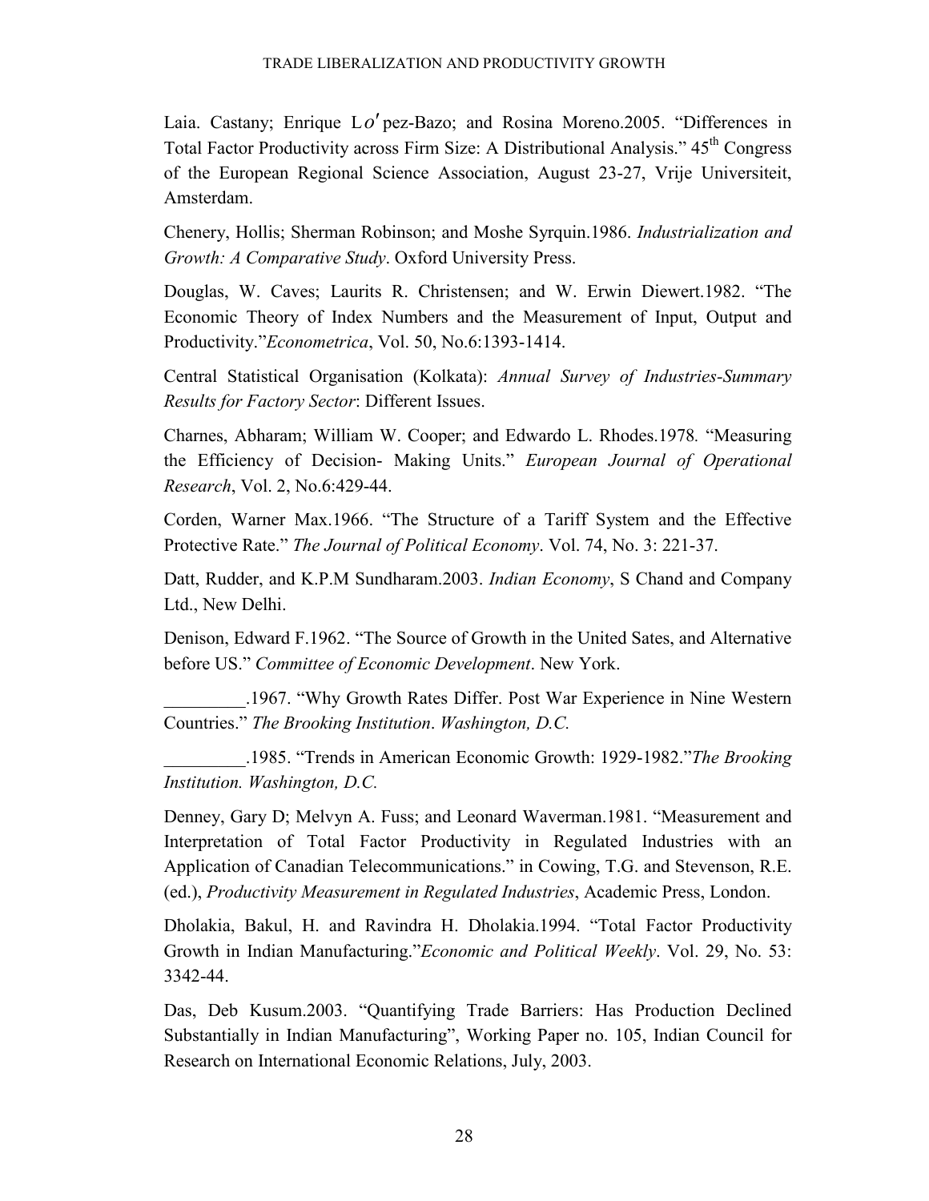Laia. Castany; Enrique Lo′pez-Bazo; and Rosina Moreno.2005. "Differences in Total Factor Productivity across Firm Size: A Distributional Analysis." 45th Congress of the European Regional Science Association, August 23-27, Vrije Universiteit, Amsterdam.

Chenery, Hollis; Sherman Robinson; and Moshe Syrquin.1986. *Industrialization and Growth: A Comparative Study*. Oxford University Press.

Douglas, W. Caves; Laurits R. Christensen; and W. Erwin Diewert.1982. "The Economic Theory of Index Numbers and the Measurement of Input, Output and Productivity."*Econometrica*, Vol. 50, No.6:1393-1414.

Central Statistical Organisation (Kolkata): *Annual Survey of Industries-Summary Results for Factory Sector*: Different Issues.

Charnes, Abharam; William W. Cooper; and Edwardo L. Rhodes.1978. "Measuring the Efficiency of Decision- Making Units." *European Journal of Operational Research*, Vol. 2, No.6:429-44.

Corden, Warner Max.1966. "The Structure of a Tariff System and the Effective Protective Rate." *The Journal of Political Economy*. Vol. 74, No. 3: 221-37.

Datt, Rudder, and K.P.M Sundharam.2003. *Indian Economy*, S Chand and Company Ltd., New Delhi.

Denison, Edward F.1962. "The Source of Growth in the United Sates, and Alternative before US." *Committee of Economic Development*. New York.

_________.1967. "Why Growth Rates Differ. Post War Experience in Nine Western Countries." *The Brooking Institution*. *Washington, D.C.*

_________.1985. "Trends in American Economic Growth: 1929-1982."*The Brooking Institution. Washington, D.C.*

Denney, Gary D; Melvyn A. Fuss; and Leonard Waverman.1981. "Measurement and Interpretation of Total Factor Productivity in Regulated Industries with an Application of Canadian Telecommunications." in Cowing, T.G. and Stevenson, R.E. (ed.), *Productivity Measurement in Regulated Industries*, Academic Press, London.

Dholakia, Bakul, H. and Ravindra H. Dholakia.1994. "Total Factor Productivity Growth in Indian Manufacturing."*Economic and Political Weekly*. Vol. 29, No. 53: 3342-44.

Das, Deb Kusum.2003. "Quantifying Trade Barriers: Has Production Declined Substantially in Indian Manufacturing", Working Paper no. 105, Indian Council for Research on International Economic Relations, July, 2003.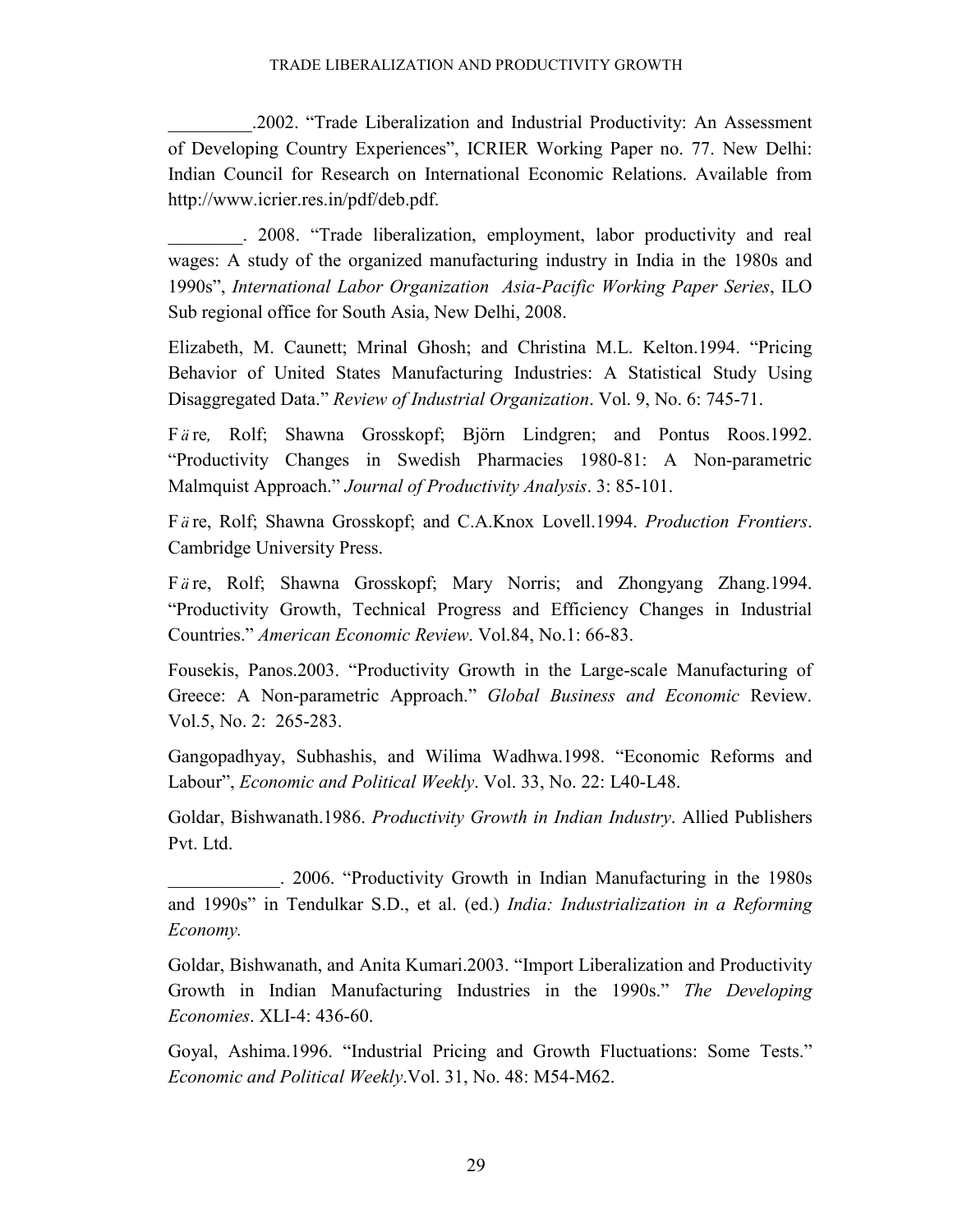_________.2002. “Trade Liberalization and Industrial Productivity: An Assessment of Developing Country Experiences”, ICRIER Working Paper no. 77. New Delhi: Indian Council for Research on International Economic Relations. Available from http://www.icrier.res.in/pdf/deb.pdf.

________. 2008. “Trade liberalization, employment, labor productivity and real wages: A study of the organized manufacturing industry in India in the 1980s and 1990s”, *International Labor Organization Asia-Pacific Working Paper Series*, ILO Sub regional office for South Asia, New Delhi, 2008.

Elizabeth, M. Caunett; Mrinal Ghosh; and Christina M.L. Kelton.1994. “Pricing Behavior of United States Manufacturing Industries: A Statistical Study Using Disaggregated Data.” *Review of Industrial Organization*. Vol. 9, No. 6: 745-71.

Färe, Rolf; Shawna Grosskopf; Björn Lindgren; and Pontus Roos.1992. “Productivity Changes in Swedish Pharmacies 1980-81: A Non-parametric Malmquist Approach.” *Journal of Productivity Analysis*. 3: 85-101.

Färe, Rolf; Shawna Grosskopf; and C.A.Knox Lovell.1994. *Production Frontiers*. Cambridge University Press.

Färe, Rolf; Shawna Grosskopf; Mary Norris; and Zhongyang Zhang.1994. “Productivity Growth, Technical Progress and Efficiency Changes in Industrial Countries.” *American Economic Review*. Vol.84, No.1: 66-83.

Fousekis, Panos.2003. “Productivity Growth in the Large-scale Manufacturing of Greece: A Non-parametric Approach.” *Global Business and Economic* Review. Vol.5, No. 2: 265-283.

Gangopadhyay, Subhashis, and Wilima Wadhwa.1998. “Economic Reforms and Labour”, *Economic and Political Weekly*. Vol. 33, No. 22: L40-L48.

Goldar, Bishwanath.1986. *Productivity Growth in Indian Industry*. Allied Publishers Pvt. Ltd.

____________. 2006. “Productivity Growth in Indian Manufacturing in the 1980s and 1990s” in Tendulkar S.D., et al. (ed.) *India: Industrialization in a Reforming Economy.*

Goldar, Bishwanath, and Anita Kumari.2003. “Import Liberalization and Productivity Growth in Indian Manufacturing Industries in the 1990s.” *The Developing Economies*. XLI-4: 436-60.

Goyal, Ashima.1996. “Industrial Pricing and Growth Fluctuations: Some Tests.” *Economic and Political Weekly*.Vol. 31, No. 48: M54-M62.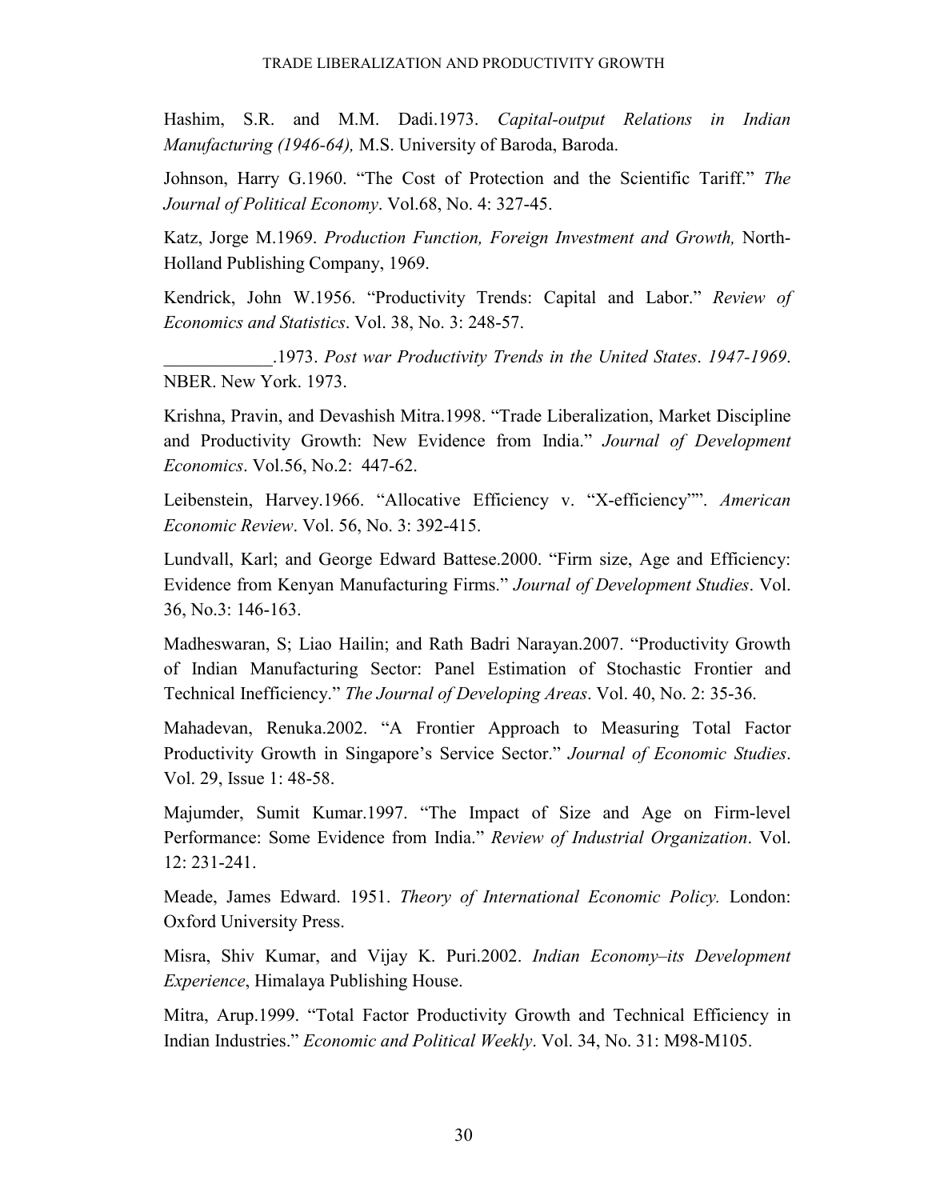Hashim, S.R. and M.M. Dadi.1973. *Capital-output Relations in Indian Manufacturing (1946-64),* M.S. University of Baroda, Baroda.

Johnson, Harry G.1960. "The Cost of Protection and the Scientific Tariff." *The Journal of Political Economy*. Vol.68, No. 4: 327-45.

Katz, Jorge M.1969. *Production Function, Foreign Investment and Growth,* North-Holland Publishing Company, 1969.

Kendrick, John W.1956. "Productivity Trends: Capital and Labor." *Review of Economics and Statistics*. Vol. 38, No. 3: 248-57.

____________.1973. *Post war Productivity Trends in the United States. 1947-1969*. NBER. New York. 1973.

Krishna, Pravin, and Devashish Mitra.1998. "Trade Liberalization, Market Discipline and Productivity Growth: New Evidence from India." *Journal of Development Economics*. Vol.56, No.2: 447-62.

Leibenstein, Harvey.1966. "Allocative Efficiency v. "X-efficiency"". *American Economic Review*. Vol. 56, No. 3: 392-415.

Lundvall, Karl; and George Edward Battese.2000. "Firm size, Age and Efficiency: Evidence from Kenyan Manufacturing Firms." *Journal of Development Studies*. Vol. 36, No.3: 146-163.

Madheswaran, S; Liao Hailin; and Rath Badri Narayan.2007. "Productivity Growth of Indian Manufacturing Sector: Panel Estimation of Stochastic Frontier and Technical Inefficiency." *The Journal of Developing Areas*. Vol. 40, No. 2: 35-36.

Mahadevan, Renuka.2002. "A Frontier Approach to Measuring Total Factor Productivity Growth in Singapore's Service Sector." *Journal of Economic Studies*. Vol. 29, Issue 1: 48-58.

Majumder, Sumit Kumar.1997. "The Impact of Size and Age on Firm-level Performance: Some Evidence from India." *Review of Industrial Organization*. Vol. 12: 231-241.

Meade, James Edward. 1951. *Theory of International Economic Policy.* London: Oxford University Press.

Misra, Shiv Kumar, and Vijay K. Puri.2002. *Indian Economy–its Development Experience*, Himalaya Publishing House.

Mitra, Arup.1999. "Total Factor Productivity Growth and Technical Efficiency in Indian Industries." *Economic and Political Weekly*. Vol. 34, No. 31: M98-M105.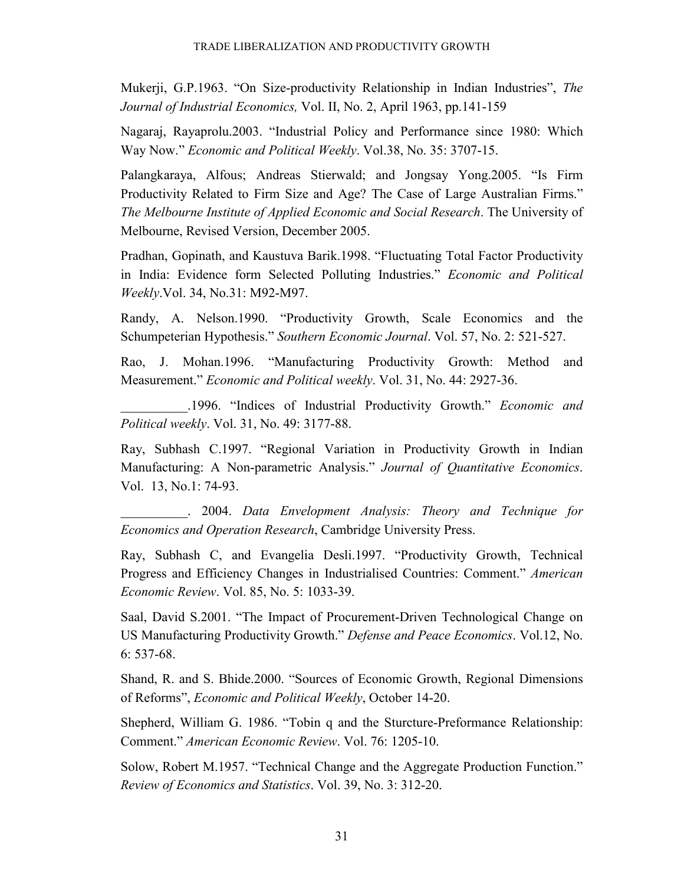Mukerji, G.P.1963. “On Size-productivity Relationship in Indian Industries”, *The Journal of Industrial Economics,* Vol. II, No. 2, April 1963, pp.141-159

Nagaraj, Rayaprolu.2003. “Industrial Policy and Performance since 1980: Which Way Now.” *Economic and Political Weekly*. Vol.38, No. 35: 3707-15.

Palangkaraya, Alfous; Andreas Stierwald; and Jongsay Yong.2005. “Is Firm Productivity Related to Firm Size and Age? The Case of Large Australian Firms.” *The Melbourne Institute of Applied Economic and Social Research*. The University of Melbourne, Revised Version, December 2005.

Pradhan, Gopinath, and Kaustuva Barik.1998. “Fluctuating Total Factor Productivity in India: Evidence form Selected Polluting Industries.” *Economic and Political Weekly*.Vol. 34, No.31: M92-M97.

Randy, A. Nelson.1990. “Productivity Growth, Scale Economics and the Schumpeterian Hypothesis.” *Southern Economic Journal*. Vol. 57, No. 2: 521-527.

Rao, J. Mohan.1996. “Manufacturing Productivity Growth: Method and Measurement.” *Economic and Political weekly*. Vol. 31, No. 44: 2927-36.

__________.1996. “Indices of Industrial Productivity Growth.” *Economic and Political weekly*. Vol. 31, No. 49: 3177-88.

Ray, Subhash C.1997. “Regional Variation in Productivity Growth in Indian Manufacturing: A Non-parametric Analysis.” *Journal of Quantitative Economics*. Vol. 13, No.1: 74-93.

__________. 2004. *Data Envelopment Analysis: Theory and Technique for Economics and Operation Research*, Cambridge University Press.

Ray, Subhash C, and Evangelia Desli.1997. “Productivity Growth, Technical Progress and Efficiency Changes in Industrialised Countries: Comment.” *American Economic Review*. Vol. 85, No. 5: 1033-39.

Saal, David S.2001. “The Impact of Procurement-Driven Technological Change on US Manufacturing Productivity Growth.” *Defense and Peace Economics*. Vol.12, No. 6: 537-68.

Shand, R. and S. Bhide.2000. “Sources of Economic Growth, Regional Dimensions of Reforms”, *Economic and Political Weekly*, October 14-20.

Shepherd, William G. 1986. “Tobin q and the Sturcture-Preformance Relationship: Comment.” *American Economic Review*. Vol. 76: 1205-10.

Solow, Robert M.1957. “Technical Change and the Aggregate Production Function.” *Review of Economics and Statistics*. Vol. 39, No. 3: 312-20.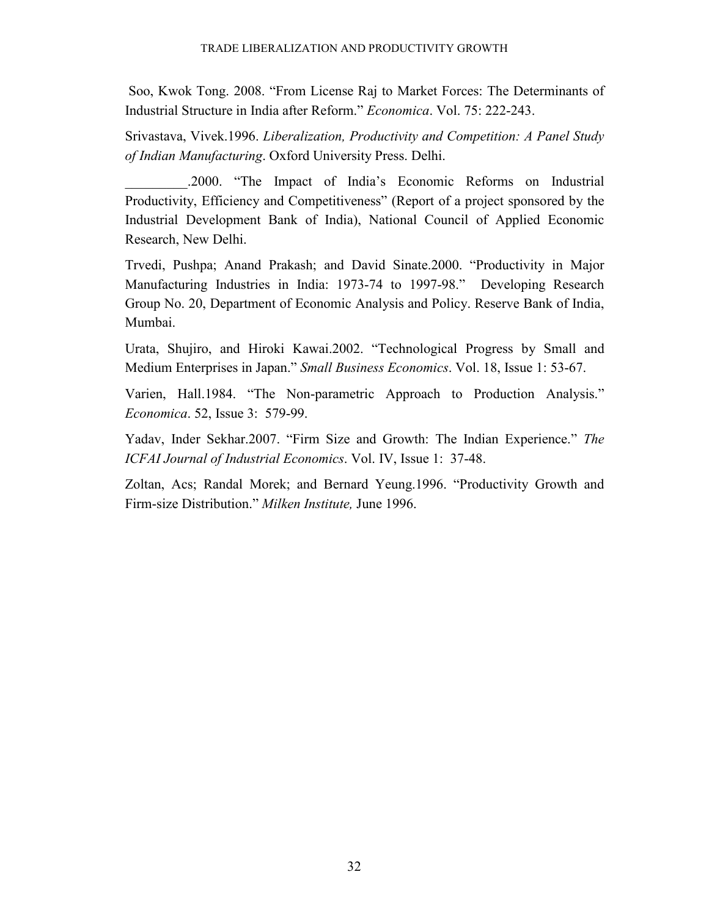Soo, Kwok Tong. 2008. "From License Raj to Market Forces: The Determinants of Industrial Structure in India after Reform." *Economica*. Vol. 75: 222-243.

Srivastava, Vivek.1996. *Liberalization, Productivity and Competition: A Panel Study of Indian Manufacturing*. Oxford University Press. Delhi.

_________.2000. "The Impact of India's Economic Reforms on Industrial Productivity, Efficiency and Competitiveness" (Report of a project sponsored by the Industrial Development Bank of India), National Council of Applied Economic Research, New Delhi.

Trvedi, Pushpa; Anand Prakash; and David Sinate.2000. "Productivity in Major Manufacturing Industries in India: 1973-74 to 1997-98." Developing Research Group No. 20, Department of Economic Analysis and Policy. Reserve Bank of India, Mumbai.

Urata, Shujiro, and Hiroki Kawai.2002. "Technological Progress by Small and Medium Enterprises in Japan." *Small Business Economics*. Vol. 18, Issue 1: 53-67.

Varien, Hall.1984. "The Non-parametric Approach to Production Analysis." *Economica*. 52, Issue 3: 579-99.

Yadav, Inder Sekhar.2007. "Firm Size and Growth: The Indian Experience." *The ICFAI Journal of Industrial Economics*. Vol. IV, Issue 1: 37-48.

Zoltan, Acs; Randal Morek; and Bernard Yeung.1996. "Productivity Growth and Firm-size Distribution." *Milken Institute,* June 1996.